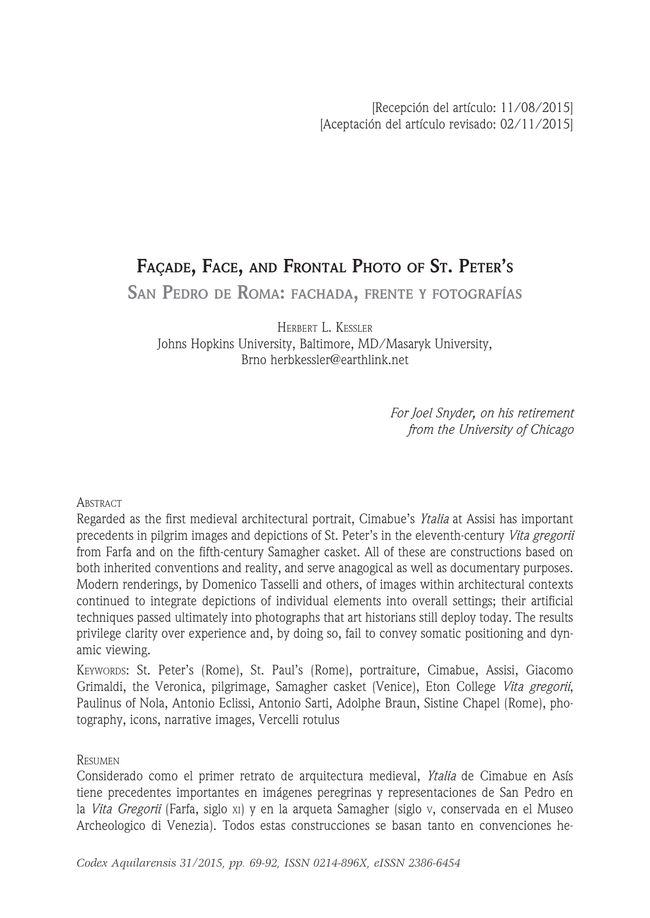[Recepción del artículo: 11/08/2015]
[Aceptación del artículo revisado: 02/11/2015]

# Façade, Face, and Frontal Photo of St. Peter's

## San Pedro de Roma: fachada, frente y fotografías

Herbert L. Kessler
Johns Hopkins University, Baltimore, MD/Masaryk University, Brno herbkessler@earthlink.net

*For Joel Snyder, on his retirement from the University of Chicago*

Abstract

Regarded as the first medieval architectural portrait, Cimabue's *Ytalia* at Assisi has important precedents in pilgrim images and depictions of St. Peter's in the eleventh-century *Vita gregorii* from Farfa and on the fifth-century Samagher casket. All of these are constructions based on both inherited conventions and reality, and serve anagogical as well as documentary purposes. Modern renderings, by Domenico Tasselli and others, of images within architectural contexts continued to integrate depictions of individual elements into overall settings; their artificial techniques passed ultimately into photographs that art historians still deploy today. The results privilege clarity over experience and, by doing so, fail to convey somatic positioning and dynamic viewing.

Keywords: St. Peter's (Rome), St. Paul's (Rome), portraiture, Cimabue, Assisi, Giacomo Grimaldi, the Veronica, pilgrimage, Samagher casket (Venice), Eton College *Vita gregorii*, Paulinus of Nola, Antonio Eclissi, Antonio Sarti, Adolphe Braun, Sistine Chapel (Rome), photography, icons, narrative images, Vercelli rotulus

Resumen

Considerado como el primer retrato de arquitectura medieval, *Ytalia* de Cimabue en Asís tiene precedentes importantes en imágenes peregrinas y representaciones de San Pedro en la *Vita Gregorii* (Farfa, siglo xi) y en la arqueta Samagher (siglo v, conservada en el Museo Archeologico di Venezia). Todos estas construcciones se basan tanto en convenciones he-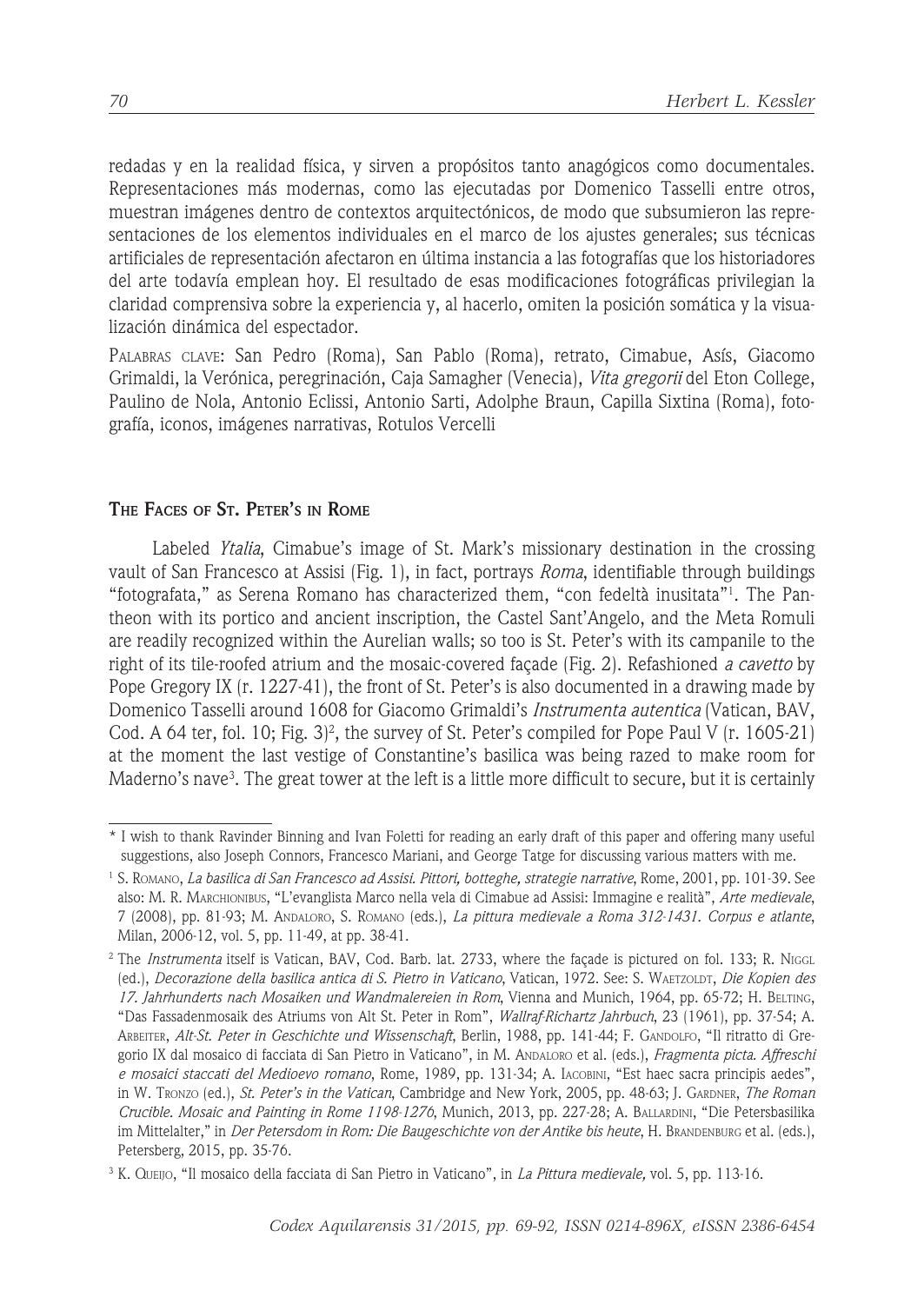redadas y en la realidad física, y sirven a propósitos tanto anagógicos como documentales. Representaciones más modernas, como las ejecutadas por Domenico Tasselli entre otros, muestran imágenes dentro de contextos arquitectónicos, de modo que subsumieron las representaciones de los elementos individuales en el marco de los ajustes generales; sus técnicas artificiales de representación afectaron en última instancia a las fotografías que los historiadores del arte todavía emplean hoy. El resultado de esas modificaciones fotográficas privilegian la claridad comprensiva sobre la experiencia y, al hacerlo, omiten la posición somática y la visualización dinámica del espectador.

Palabras clave: San Pedro (Roma), San Pablo (Roma), retrato, Cimabue, Asís, Giacomo Grimaldi, la Verónica, peregrinación, Caja Samagher (Venecia), *Vita gregorii* del Eton College, Paulino de Nola, Antonio Eclissi, Antonio Sarti, Adolphe Braun, Capilla Sixtina (Roma), fotografía, iconos, imágenes narrativas, Rotulos Vercelli

## The Faces of St. Peter's in Rome

Labeled *Ytalia*, Cimabue's image of St. Mark's missionary destination in the crossing vault of San Francesco at Assisi (Fig. 1), in fact, portrays *Roma*, identifiable through buildings "fotografata," as Serena Romano has characterized them, "con fedeltà inusitata"[1]. The Pantheon with its portico and ancient inscription, the Castel Sant'Angelo, and the Meta Romuli are readily recognized within the Aurelian walls; so too is St. Peter's with its campanile to the right of its tile-roofed atrium and the mosaic-covered façade (Fig. 2). Refashioned *a cavetto* by Pope Gregory IX (r. 1227-41), the front of St. Peter's is also documented in a drawing made by Domenico Tasselli around 1608 for Giacomo Grimaldi's *Instrumenta autentica* (Vatican, BAV, Cod. A 64 ter, fol. 10; Fig. 3)[2], the survey of St. Peter's compiled for Pope Paul V (r. 1605-21) at the moment the last vestige of Constantine's basilica was being razed to make room for Maderno's nave[3]. The great tower at the left is a little more difficult to secure, but it is certainly

---

\* I wish to thank Ravinder Binning and Ivan Foletti for reading an early draft of this paper and offering many useful suggestions, also Joseph Connors, Francesco Mariani, and George Tatge for discussing various matters with me.

[1] S. Romano, *La basilica di San Francesco ad Assisi. Pittori, botteghe, strategie narrative*, Rome, 2001, pp. 101-39. See also: M. R. Marchionibus, "L'evanglista Marco nella vela di Cimabue ad Assisi: Immagine e realità", *Arte medievale*, 7 (2008), pp. 81-93; M. Andaloro, S. Romano (eds.), *La pittura medievale a Roma 312-1431. Corpus e atlante*, Milan, 2006-12, vol. 5, pp. 11-49, at pp. 38-41.

[2] The *Instrumenta* itself is Vatican, BAV, Cod. Barb. lat. 2733, where the façade is pictured on fol. 133; R. Niggl (ed.), *Decorazione della basilica antica di S. Pietro in Vaticano*, Vatican, 1972. See: S. Waetzoldt, *Die Kopien des 17. Jahrhunderts nach Mosaiken und Wandmalereien in Rom*, Vienna and Munich, 1964, pp. 65-72; H. Belting, "Das Fassadenmosaik des Atriums von Alt St. Peter in Rom", *Wallraf-Richartz Jahrbuch*, 23 (1961), pp. 37-54; A. Arbeiter, *Alt-St. Peter in Geschichte und Wissenschaft*, Berlin, 1988, pp. 141-44; F. Gandolfo, "Il ritratto di Gregorio IX dal mosaico di facciata di San Pietro in Vaticano", in M. Andaloro et al. (eds.), *Fragmenta picta. Affreschi e mosaici staccati del Medioevo romano*, Rome, 1989, pp. 131-34; A. Iacobini, "Est haec sacra principis aedes", in W. Tronzo (ed.), *St. Peter's in the Vatican*, Cambridge and New York, 2005, pp. 48-63; J. Gardner, *The Roman Crucible. Mosaic and Painting in Rome 1198-1276*, Munich, 2013, pp. 227-28; A. Ballardini, "Die Petersbasilika im Mittelalter," in *Der Petersdom in Rom: Die Baugeschichte von der Antike bis heute*, H. Brandenburg et al. (eds.), Petersberg, 2015, pp. 35-76.

[3] K. Queijo, "Il mosaico della facciata di San Pietro in Vaticano", in *La Pittura medievale,* vol. 5, pp. 113-16.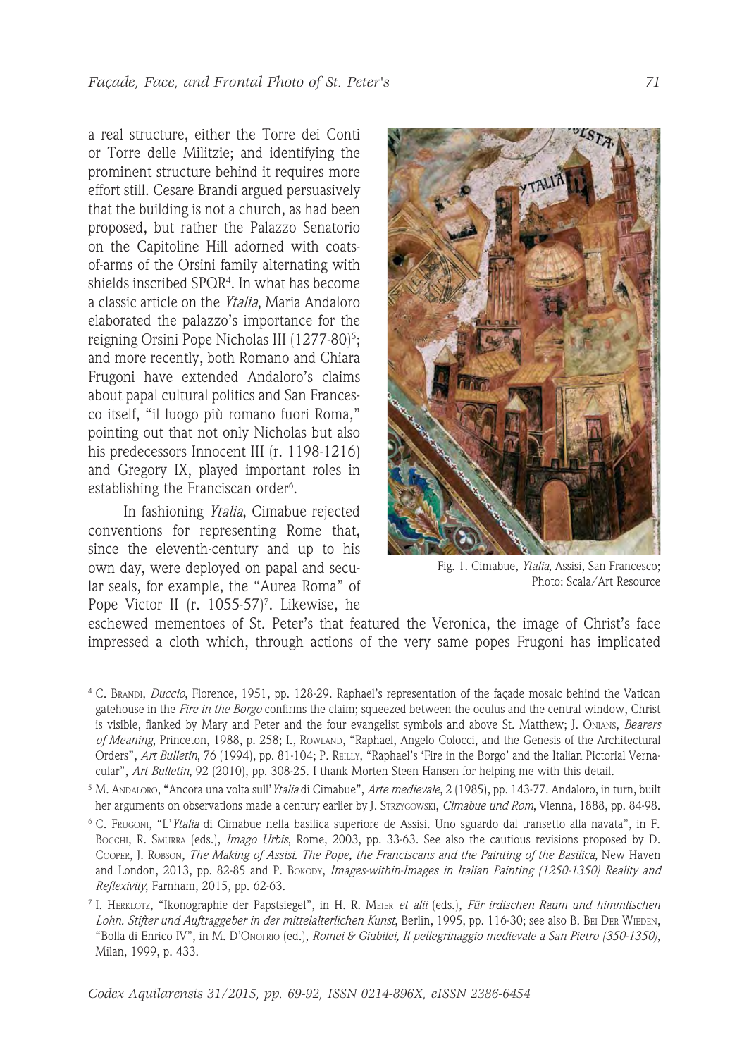a real structure, either the Torre dei Conti or Torre delle Militzie; and identifying the prominent structure behind it requires more effort still. Cesare Brandi argued persuasively that the building is not a church, as had been proposed, but rather the Palazzo Senatorio on the Capitoline Hill adorned with coats-of-arms of the Orsini family alternating with shields inscribed SPQR[4]. In what has become a classic article on the *Ytalia*, Maria Andaloro elaborated the palazzo's importance for the reigning Orsini Pope Nicholas III (1277-80)[5]; and more recently, both Romano and Chiara Frugoni have extended Andaloro's claims about papal cultural politics and San Francesco itself, "il luogo più romano fuori Roma," pointing out that not only Nicholas but also his predecessors Innocent III (r. 1198-1216) and Gregory IX, played important roles in establishing the Franciscan order[6].

Fig. 1. Cimabue, *Ytalia*, Assisi, San Francesco; Photo: Scala/Art Resource

In fashioning *Ytalia*, Cimabue rejected conventions for representing Rome that, since the eleventh-century and up to his own day, were deployed on papal and secular seals, for example, the "Aurea Roma" of Pope Victor II (r. 1055-57)[7]. Likewise, he eschewed mementoes of St. Peter's that featured the Veronica, the image of Christ's face impressed a cloth which, through actions of the very same popes Frugoni has implicated

---

[4] C. Brandi, *Duccio*, Florence, 1951, pp. 128-29. Raphael's representation of the façade mosaic behind the Vatican gatehouse in the *Fire in the Borgo* confirms the claim; squeezed between the oculus and the central window, Christ is visible, flanked by Mary and Peter and the four evangelist symbols and above St. Matthew; J. Onians, *Bearers of Meaning*, Princeton, 1988, p. 258; I., Rowland, "Raphael, Angelo Colocci, and the Genesis of the Architectural Orders", *Art Bulletin*, 76 (1994), pp. 81-104; P. Reilly, "Raphael's 'Fire in the Borgo' and the Italian Pictorial Vernacular", *Art Bulletin*, 92 (2010), pp. 308-25. I thank Morten Steen Hansen for helping me with this detail.

[5] M. Andaloro, "Ancora una volta sull'*Ytalia* di Cimabue", *Arte medievale*, 2 (1985), pp. 143-77. Andaloro, in turn, built her arguments on observations made a century earlier by J. Strzygowski, *Cimabue und Rom*, Vienna, 1888, pp. 84-98.

[6] C. Frugoni, "L'*Ytalia* di Cimabue nella basilica superiore de Assisi. Uno sguardo dal transetto alla navata", in F. Bocchi, R. Smurra (eds.), *Imago Urbis*, Rome, 2003, pp. 33-63. See also the cautious revisions proposed by D. Cooper, J. Robson, *The Making of Assisi. The Pope, the Franciscans and the Painting of the Basilica*, New Haven and London, 2013, pp. 82-85 and P. Bokody, *Images-within-Images in Italian Painting (1250-1350) Reality and Reflexivity*, Farnham, 2015, pp. 62-63.

[7] I. Herklotz, "Ikonographie der Papstsiegel", in H. R. Meier *et alii* (eds.), *Für irdischen Raum und himmlischen Lohn. Stifter und Auftraggeber in der mittelalterlichen Kunst*, Berlin, 1995, pp. 116-30; see also B. Bei Der Wieden, "Bolla di Enrico IV", in M. D'Onofrio (ed.), *Romei & Giubilei, Il pellegrinaggio medievale a San Pietro (350-1350)*, Milan, 1999, p. 433.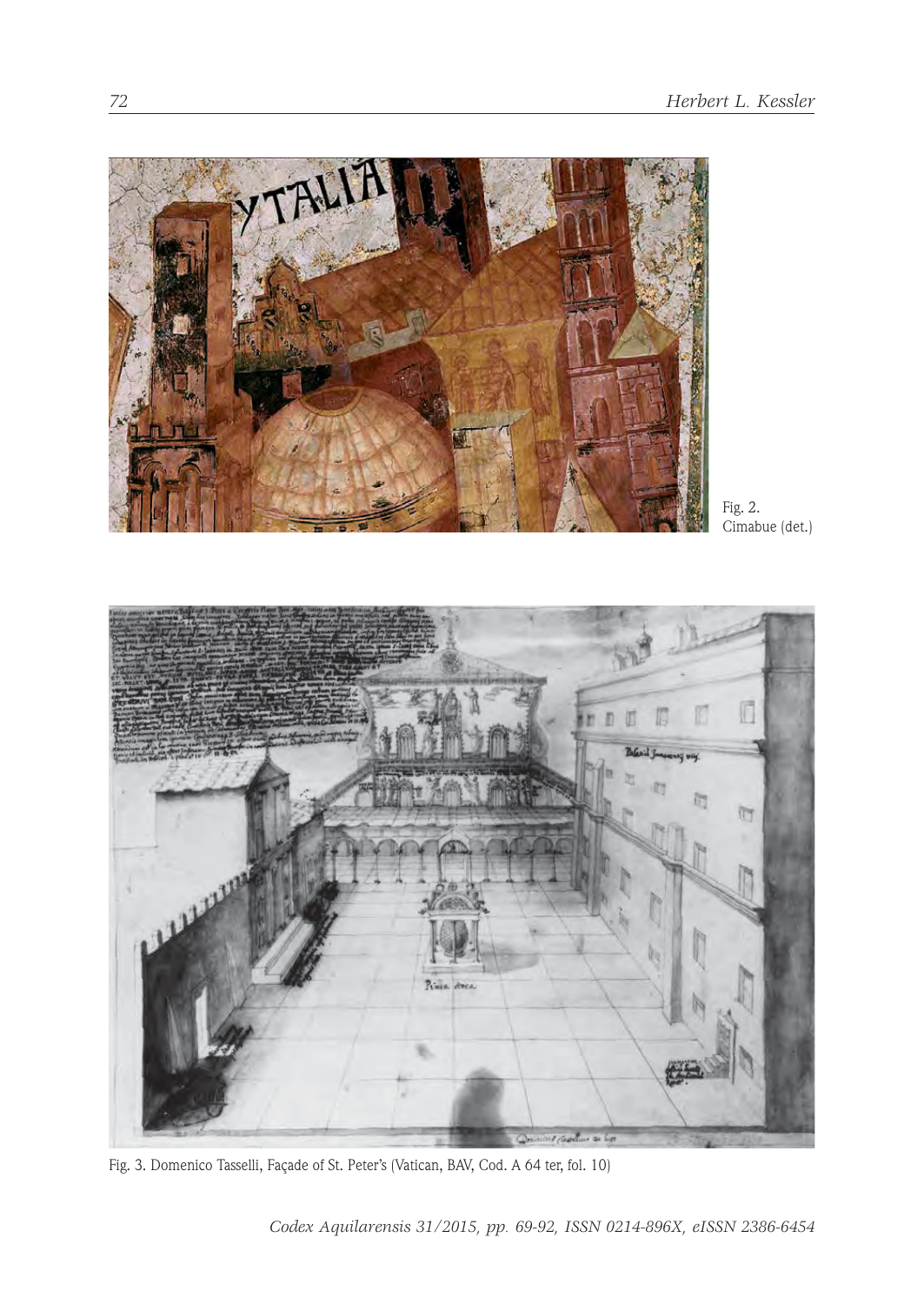Fig. 2.
Cimabue (det.)

Fig. 3. Domenico Tasselli, Façade of St. Peter's (Vatican, BAV, Cod. A 64 ter, fol. 10)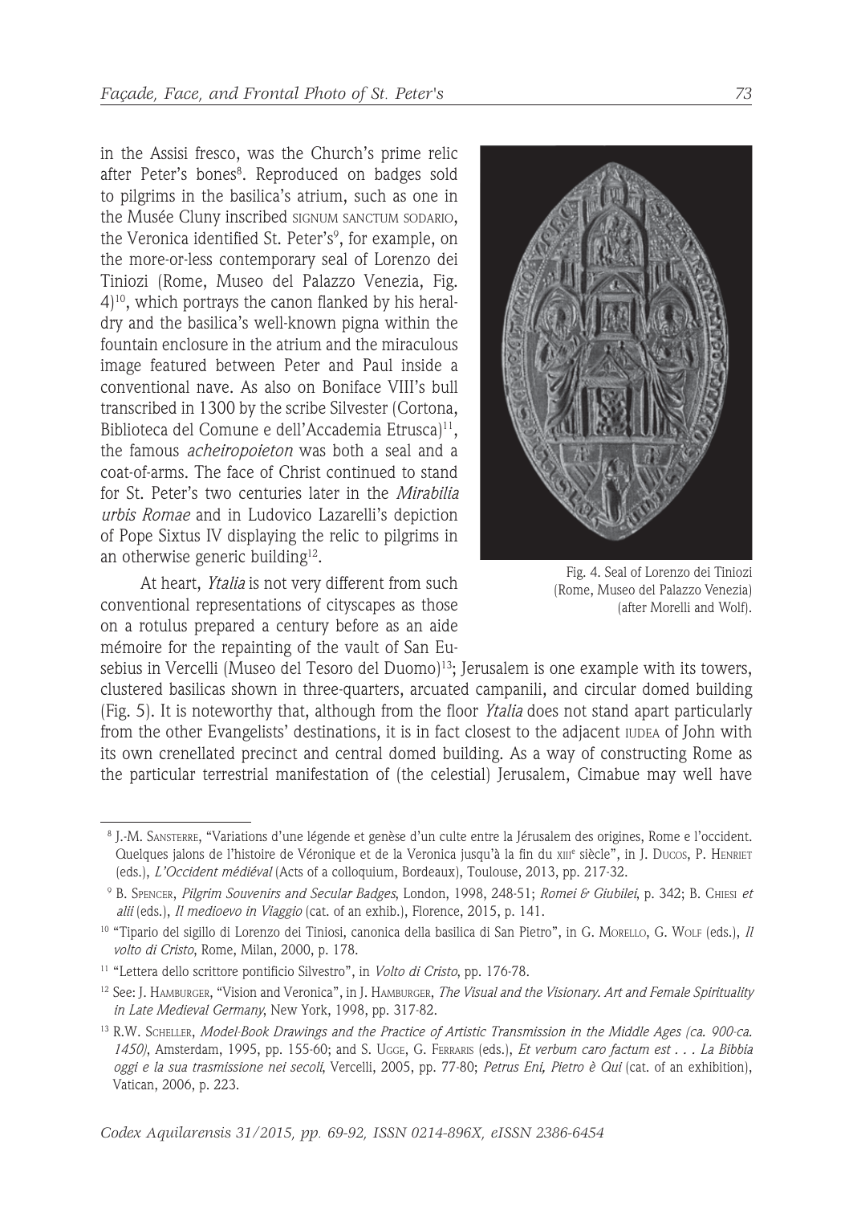in the Assisi fresco, was the Church's prime relic after Peter's bones[8]. Reproduced on badges sold to pilgrims in the basilica's atrium, such as one in the Musée Cluny inscribed SIGNUM SANCTUM SODARIO, the Veronica identified St. Peter's[9], for example, on the more-or-less contemporary seal of Lorenzo dei Tiniozi (Rome, Museo del Palazzo Venezia, Fig. 4)[10], which portrays the canon flanked by his heraldry and the basilica's well-known pigna within the fountain enclosure in the atrium and the miraculous image featured between Peter and Paul inside a conventional nave. As also on Boniface VIII's bull transcribed in 1300 by the scribe Silvester (Cortona, Biblioteca del Comune e dell'Accademia Etrusca)[11], the famous *acheiropoieton* was both a seal and a coat-of-arms. The face of Christ continued to stand for St. Peter's two centuries later in the *Mirabilia urbis Romae* and in Ludovico Lazarelli's depiction of Pope Sixtus IV displaying the relic to pilgrims in an otherwise generic building[12].

Fig. 4. Seal of Lorenzo dei Tiniozi (Rome, Museo del Palazzo Venezia) (after Morelli and Wolf).

At heart, *Ytalia* is not very different from such conventional representations of cityscapes as those on a rotulus prepared a century before as an aide mémoire for the repainting of the vault of San Eusebius in Vercelli (Museo del Tesoro del Duomo)[13]; Jerusalem is one example with its towers, clustered basilicas shown in three-quarters, arcuated campanili, and circular domed building (Fig. 5). It is noteworthy that, although from the floor *Ytalia* does not stand apart particularly from the other Evangelists' destinations, it is in fact closest to the adjacent IUDEA of John with its own crenellated precinct and central domed building. As a way of constructing Rome as the particular terrestrial manifestation of (the celestial) Jerusalem, Cimabue may well have

---

[8] J.-M. Sansterre, "Variations d'une légende et genèse d'un culte entre la Jérusalem des origines, Rome e l'occident. Quelques jalons de l'histoire de Véronique et de la Veronica jusqu'à la fin du XIIIe siècle", in J. Ducos, P. Henriet (eds.), *L'Occident médiéval* (Acts of a colloquium, Bordeaux), Toulouse, 2013, pp. 217-32.

[9] B. Spencer, *Pilgrim Souvenirs and Secular Badges*, London, 1998, 248-51; *Romei & Giubilei*, p. 342; B. Chiesi *et alii* (eds.), *Il medioevo in Viaggio* (cat. of an exhib.), Florence, 2015, p. 141.

[10] "Tipario del sigillo di Lorenzo dei Tiniosi, canonica della basilica di San Pietro", in G. Morello, G. Wolf (eds.), *Il volto di Cristo*, Rome, Milan, 2000, p. 178.

[11] "Lettera dello scrittore pontificio Silvestro", in *Volto di Cristo*, pp. 176-78.

[12] See: J. Hamburger, "Vision and Veronica", in J. Hamburger, *The Visual and the Visionary. Art and Female Spirituality in Late Medieval Germany*, New York, 1998, pp. 317-82.

[13] R.W. Scheller, *Model-Book Drawings and the Practice of Artistic Transmission in the Middle Ages (ca. 900-ca. 1450)*, Amsterdam, 1995, pp. 155-60; and S. Ugge, G. Ferraris (eds.), *Et verbum caro factum est . . . La Bibbia oggi e la sua trasmissione nei secoli*, Vercelli, 2005, pp. 77-80; *Petrus Eni, Pietro è Qui* (cat. of an exhibition), Vatican, 2006, p. 223.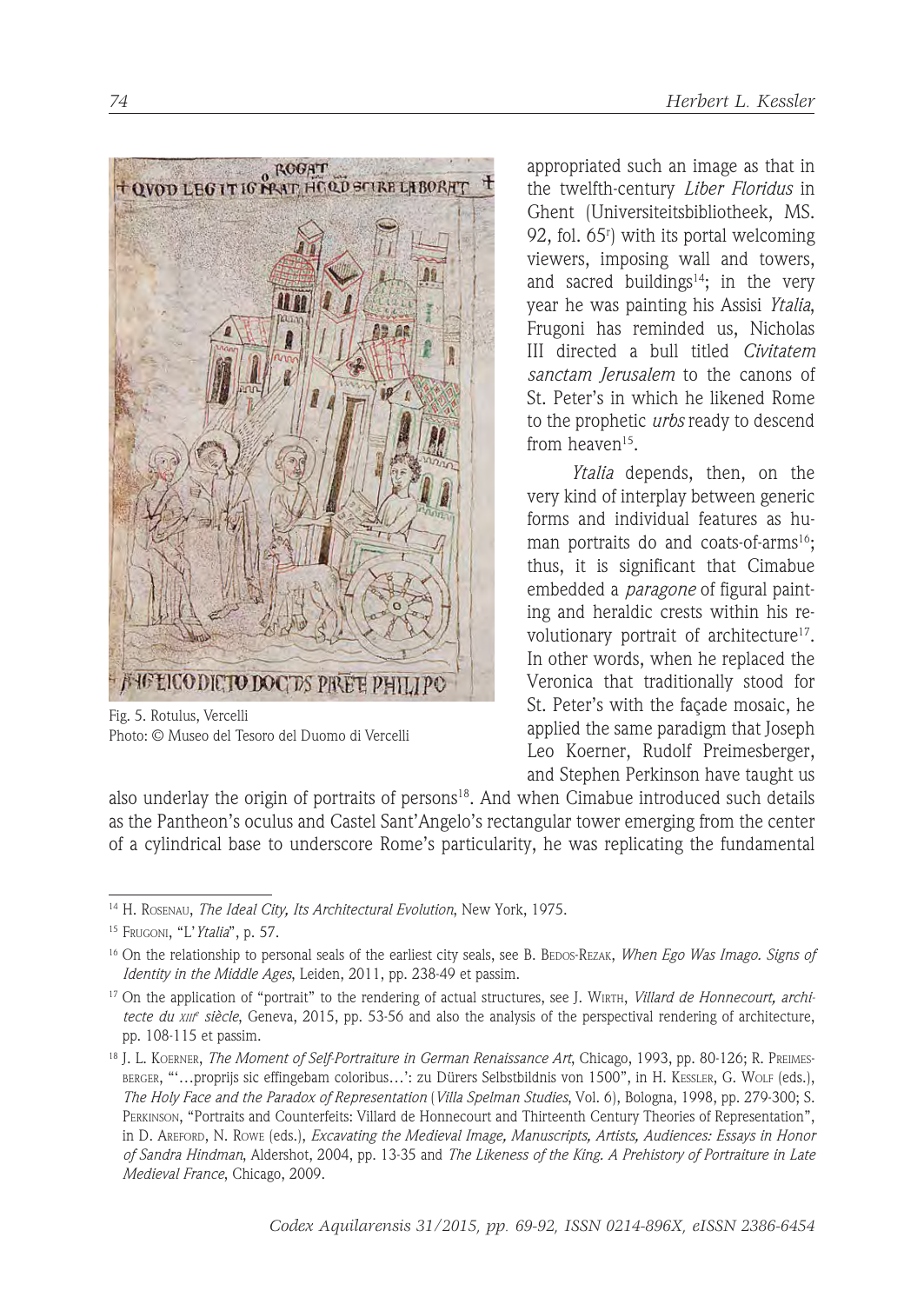Fig. 5. Rotulus, Vercelli
Photo: © Museo del Tesoro del Duomo di Vercelli

appropriated such an image as that in the twelfth-century *Liber Floridus* in Ghent (Universiteitsbibliotheek, MS. 92, fol. 65r) with its portal welcoming viewers, imposing wall and towers, and sacred buildings[14]; in the very year he was painting his Assisi *Ytalia*, Frugoni has reminded us, Nicholas III directed a bull titled *Civitatem sanctam Jerusalem* to the canons of St. Peter's in which he likened Rome to the prophetic *urbs* ready to descend from heaven[15].

*Ytalia* depends, then, on the very kind of interplay between generic forms and individual features as human portraits do and coats-of-arms[16]; thus, it is significant that Cimabue embedded a *paragone* of figural painting and heraldic crests within his revolutionary portrait of architecture[17]. In other words, when he replaced the Veronica that traditionally stood for St. Peter's with the façade mosaic, he applied the same paradigm that Joseph Leo Koerner, Rudolf Preimesberger, and Stephen Perkinson have taught us also underlay the origin of portraits of persons[18]. And when Cimabue introduced such details as the Pantheon's oculus and Castel Sant'Angelo's rectangular tower emerging from the center of a cylindrical base to underscore Rome's particularity, he was replicating the fundamental

---

[14] H. Rosenau, *The Ideal City, Its Architectural Evolution*, New York, 1975.

[15] Frugoni, "L'*Ytalia*", p. 57.

[16] On the relationship to personal seals of the earliest city seals, see B. Bedos-Rezak, *When Ego Was Imago. Signs of Identity in the Middle Ages*, Leiden, 2011, pp. 238-49 et passim.

[17] On the application of "portrait" to the rendering of actual structures, see J. Wirth, *Villard de Honnecourt, architecte du XIIIe siècle*, Geneva, 2015, pp. 53-56 and also the analysis of the perspectival rendering of architecture, pp. 108-115 et passim.

[18] J. L. Koerner, *The Moment of Self-Portraiture in German Renaissance Art*, Chicago, 1993, pp. 80-126; R. Preimesberger, "'…proprijs sic effingebam coloribus…': zu Dürers Selbstbildnis von 1500", in H. Kessler, G. Wolf (eds.), *The Holy Face and the Paradox of Representation* (*Villa Spelman Studies*, Vol. 6), Bologna, 1998, pp. 279-300; S. Perkinson, "Portraits and Counterfeits: Villard de Honnecourt and Thirteenth Century Theories of Representation", in D. Areford, N. Rowe (eds.), *Excavating the Medieval Image, Manuscripts, Artists, Audiences: Essays in Honor of Sandra Hindman*, Aldershot, 2004, pp. 13-35 and *The Likeness of the King. A Prehistory of Portraiture in Late Medieval France*, Chicago, 2009.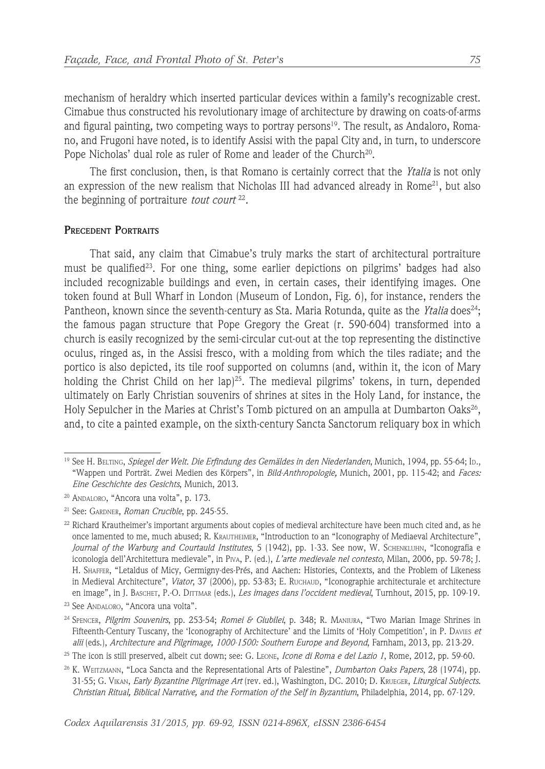mechanism of heraldry which inserted particular devices within a family's recognizable crest. Cimabue thus constructed his revolutionary image of architecture by drawing on coats-of-arms and figural painting, two competing ways to portray persons[19]. The result, as Andaloro, Romano, and Frugoni have noted, is to identify Assisi with the papal City and, in turn, to underscore Pope Nicholas' dual role as ruler of Rome and leader of the Church[20].

The first conclusion, then, is that Romano is certainly correct that the *Ytalia* is not only an expression of the new realism that Nicholas III had advanced already in Rome[21], but also the beginning of portraiture *tout court*[22].

## Precedent Portraits

That said, any claim that Cimabue's truly marks the start of architectural portraiture must be qualified[23]. For one thing, some earlier depictions on pilgrims' badges had also included recognizable buildings and even, in certain cases, their identifying images. One token found at Bull Wharf in London (Museum of London, Fig. 6), for instance, renders the Pantheon, known since the seventh-century as Sta. Maria Rotunda, quite as the *Ytalia* does[24]; the famous pagan structure that Pope Gregory the Great (r. 590-604) transformed into a church is easily recognized by the semi-circular cut-out at the top representing the distinctive oculus, ringed as, in the Assisi fresco, with a molding from which the tiles radiate; and the portico is also depicted, its tile roof supported on columns (and, within it, the icon of Mary holding the Christ Child on her lap)[25]. The medieval pilgrims' tokens, in turn, depended ultimately on Early Christian souvenirs of shrines at sites in the Holy Land, for instance, the Holy Sepulcher in the Maries at Christ's Tomb pictured on an ampulla at Dumbarton Oaks[26], and, to cite a painted example, on the sixth-century Sancta Sanctorum reliquary box in which

---

[19] See H. Belting, *Spiegel der Welt. Die Erfindung des Gemäldes in den Niederlanden*, Munich, 1994, pp. 55-64; Id., "Wappen und Porträt. Zwei Medien des Körpers", in *Bild-Anthropologie,* Munich, 2001, pp. 115-42; and *Faces: Eine Geschichte des Gesichts*, Munich, 2013.

[20] Andaloro, "Ancora una volta", p. 173.

[21] See: Gardner, *Roman Crucible*, pp. 245-55.

[22] Richard Krautheimer's important arguments about copies of medieval architecture have been much cited and, as he once lamented to me, much abused; R. Krautheimer, "Introduction to an "Iconography of Mediaeval Architecture", *Journal of the Warburg and Courtauld Institutes*, 5 (1942), pp. 1-33. See now, W. Schenkluhn, "Iconografia e iconologia dell'Architettura medievale", in Piva, P. (ed.), *L'arte medievale nel contesto*, Milan, 2006, pp. 59-78; J. H. Shaffer, "Letaldus of Micy, Germigny-des-Prés, and Aachen: Histories, Contexts, and the Problem of Likeness in Medieval Architecture", *Viator*, 37 (2006), pp. 53-83; E. Ruchaud, "Iconographie architecturale et architecture en image", in J. Baschet, P.-O. Dittmar (eds.), *Les images dans l'occident medieval*, Turnhout, 2015, pp. 109-19.

[23] See Andaloro, "Ancora una volta".

[24] Spencer, *Pilgrim Souvenirs*, pp. 253-54; *Romei & Giubilei*, p. 348; R. Maniura, "Two Marian Image Shrines in Fifteenth-Century Tuscany, the 'Iconography of Architecture' and the Limits of 'Holy Competition', in P. Davies *et alii* (eds.), *Architecture and Pilgrimage, 1000-1500: Southern Europe and Beyond*, Farnham, 2013, pp. 213-29.

[25] The icon is still preserved, albeit cut down; see: G. Leone, *Icone di Roma e del Lazio 1*, Rome, 2012, pp. 59-60.

[26] K. Weitzmann, "Loca Sancta and the Representational Arts of Palestine", *Dumbarton Oaks Papers*, 28 (1974), pp. 31-55; G. Vikan, *Early Byzantine Pilgrimage Art* (rev. ed.), Washington, DC. 2010; D. Krueger, *Liturgical Subjects. Christian Ritual, Biblical Narrative, and the Formation of the Self in Byzantium*, Philadelphia, 2014, pp. 67-129.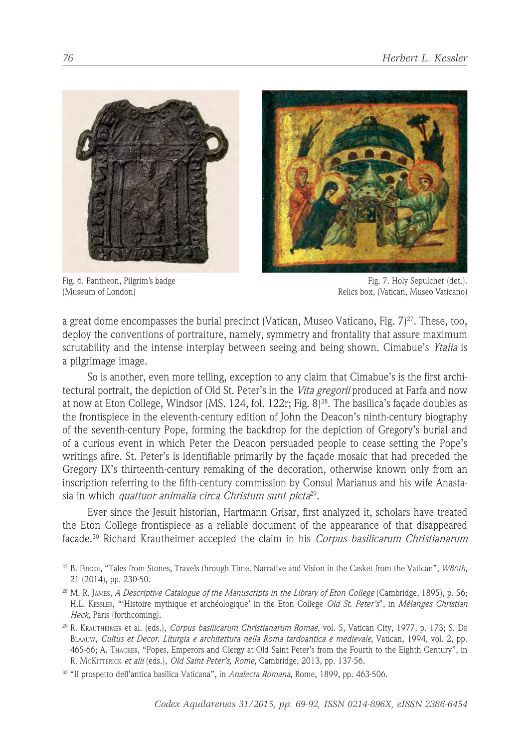Fig. 6. Pantheon, Pilgrim's badge (Museum of London)

Fig. 7. Holy Sepulcher (det.). Relics box, (Vatican, Museo Vaticano)

a great dome encompasses the burial precinct (Vatican, Museo Vaticano, Fig. 7)[27]. These, too, deploy the conventions of portraiture, namely, symmetry and frontality that assure maximum scrutability and the intense interplay between seeing and being shown. Cimabue's *Ytalia* is a pilgrimage image.

So is another, even more telling, exception to any claim that Cimabue's is the first architectural portrait, the depiction of Old St. Peter's in the *Vita gregorii* produced at Farfa and now at now at Eton College, Windsor (MS. 124, fol. 122r; Fig. 8)[28]. The basilica's façade doubles as the frontispiece in the eleventh-century edition of John the Deacon's ninth-century biography of the seventh-century Pope, forming the backdrop for the depiction of Gregory's burial and of a curious event in which Peter the Deacon persuaded people to cease setting the Pope's writings afire. St. Peter's is identifiable primarily by the façade mosaic that had preceded the Gregory IX's thirteenth-century remaking of the decoration, otherwise known only from an inscription referring to the fifth-century commission by Consul Marianus and his wife Anastasia in which *quattuor animalia circa Christum sunt picta*[29].

Ever since the Jesuit historian, Hartmann Grisar, first analyzed it, scholars have treated the Eton College frontispiece as a reliable document of the appearance of that disappeared facade.[30] Richard Krautheimer accepted the claim in his *Corpus basilicarum Christianarum*

---

[27] B. Fricke, "Tales from Stones, Travels through Time. Narrative and Vision in the Casket from the Vatican", *W86th*, 21 (2014), pp. 230-50.

[28] M. R. James, *A Descriptive Catalogue of the Manuscripts in the Library of Eton College* (Cambridge, 1895), p. 56; H.L. Kessler, "'Histoire mythique et archéologique' in the Eton College *Old St. Peter's*", in *Mélanges Christian Heck*, Paris (forthcoming).

[29] R. Krautheimer et al. (eds.), *Corpus basilicarum Christianarum Romae*, vol. 5, Vatican City, 1977, p. 173; S. De Blaauw, *Cultus et Decor. Liturgia e architettura nella Roma tardoantica e medievale*, Vatican, 1994, vol. 2, pp. 465-66; A. Thacker, "Popes, Emperors and Clergy at Old Saint Peter's from the Fourth to the Eighth Century", in R. McKitterick *et alii* (eds.), *Old Saint Peter's, Rome*, Cambridge, 2013, pp. 137-56.

[30] "Il prospetto dell'antica basilica Vaticana", in *Analecta Romana*, Rome, 1899, pp. 463-506.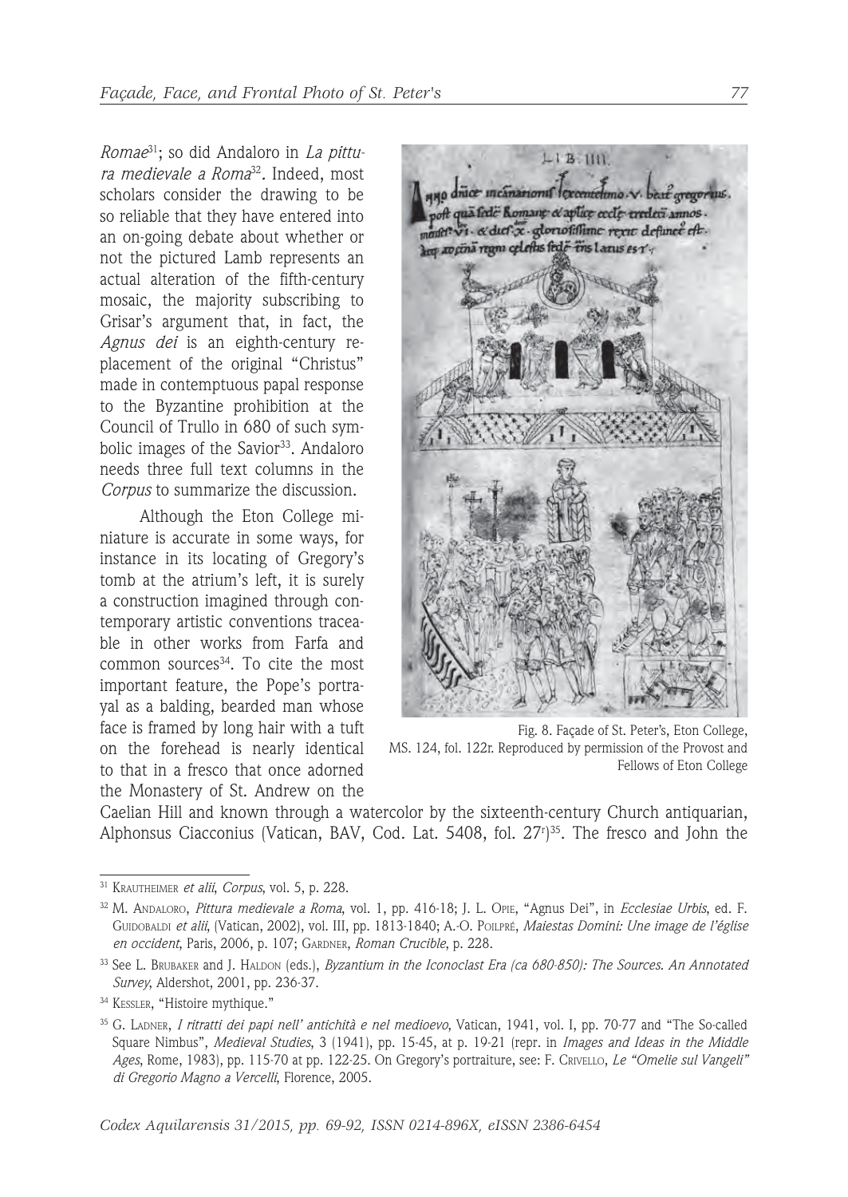*Romae*[31]; so did Andaloro in *La pittura medievale a Roma*[32]. Indeed, most scholars consider the drawing to be so reliable that they have entered into an on-going debate about whether or not the pictured Lamb represents an actual alteration of the fifth-century mosaic, the majority subscribing to Grisar's argument that, in fact, the *Agnus dei* is an eighth-century replacement of the original "Christus" made in contemptuous papal response to the Byzantine prohibition at the Council of Trullo in 680 of such symbolic images of the Savior[33]. Andaloro needs three full text columns in the *Corpus* to summarize the discussion.

Although the Eton College miniature is accurate in some ways, for instance in its locating of Gregory's tomb at the atrium's left, it is surely a construction imagined through contemporary artistic conventions traceable in other works from Farfa and common sources[34]. To cite the most important feature, the Pope's portrayal as a balding, bearded man whose face is framed by long hair with a tuft on the forehead is nearly identical to that in a fresco that once adorned the Monastery of St. Andrew on the Caelian Hill and known through a watercolor by the sixteenth-century Church antiquarian, Alphonsus Ciacconius (Vatican, BAV, Cod. Lat. 5408, fol. 27r)[35]. The fresco and John the

Fig. 8. Façade of St. Peter's, Eton College, MS. 124, fol. 122r. Reproduced by permission of the Provost and Fellows of Eton College

---

[31] Krautheimer *et alii*, *Corpus*, vol. 5, p. 228.

[32] M. Andaloro, *Pittura medievale a Roma*, vol. 1, pp. 416-18; J. L. Opie, "Agnus Dei", in *Ecclesiae Urbis*, ed. F. Guidobaldi *et alii*, (Vatican, 2002), vol. III, pp. 1813-1840; A.-O. Poilpré, *Maiestas Domini: Une image de l'église en occident*, Paris, 2006, p. 107; Gardner, *Roman Crucible*, p. 228.

[33] See L. Brubaker and J. Haldon (eds.), *Byzantium in the Iconoclast Era (ca 680-850): The Sources. An Annotated Survey*, Aldershot, 2001, pp. 236-37.

[34] Kessler, "Histoire mythique."

[35] G. Ladner, *I ritratti dei papi nell' antichità e nel medioevo*, Vatican, 1941, vol. I, pp. 70-77 and "The So-called Square Nimbus", *Medieval Studies*, 3 (1941), pp. 15-45, at p. 19-21 (repr. in *Images and Ideas in the Middle Ages*, Rome, 1983), pp. 115-70 at pp. 122-25. On Gregory's portraiture, see: F. Crivello, *Le "Omelie sul Vangeli" di Gregorio Magno a Vercelli*, Florence, 2005.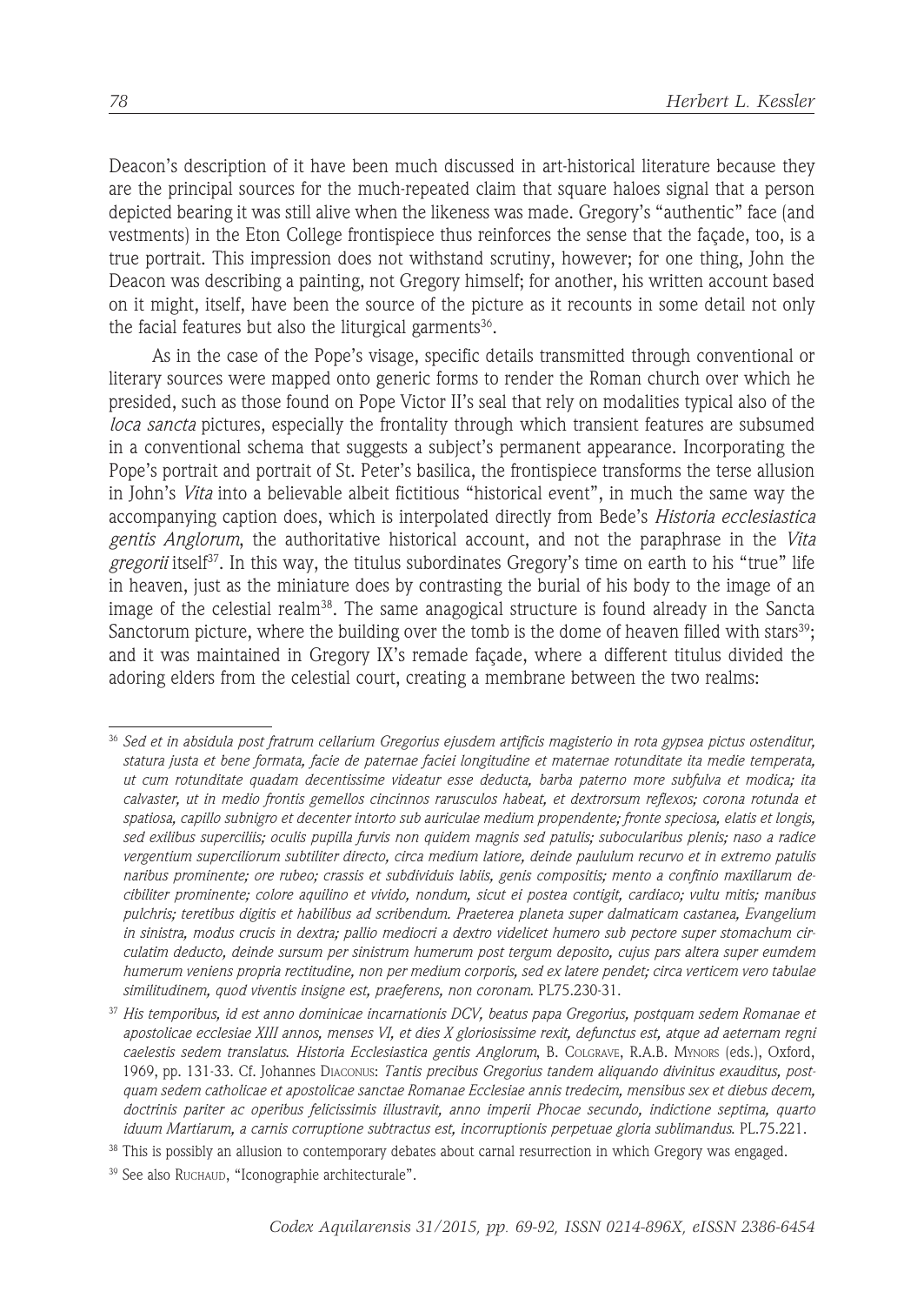Deacon's description of it have been much discussed in art-historical literature because they are the principal sources for the much-repeated claim that square haloes signal that a person depicted bearing it was still alive when the likeness was made. Gregory's "authentic" face (and vestments) in the Eton College frontispiece thus reinforces the sense that the façade, too, is a true portrait. This impression does not withstand scrutiny, however; for one thing, John the Deacon was describing a painting, not Gregory himself; for another, his written account based on it might, itself, have been the source of the picture as it recounts in some detail not only the facial features but also the liturgical garments[36].

As in the case of the Pope's visage, specific details transmitted through conventional or literary sources were mapped onto generic forms to render the Roman church over which he presided, such as those found on Pope Victor II's seal that rely on modalities typical also of the *loca sancta* pictures, especially the frontality through which transient features are subsumed in a conventional schema that suggests a subject's permanent appearance. Incorporating the Pope's portrait and portrait of St. Peter's basilica, the frontispiece transforms the terse allusion in John's *Vita* into a believable albeit fictitious "historical event", in much the same way the accompanying caption does, which is interpolated directly from Bede's *Historia ecclesiastica gentis Anglorum*, the authoritative historical account, and not the paraphrase in the *Vita gregorii* itself[37]. In this way, the titulus subordinates Gregory's time on earth to his "true" life in heaven, just as the miniature does by contrasting the burial of his body to the image of an image of the celestial realm[38]. The same anagogical structure is found already in the Sancta Sanctorum picture, where the building over the tomb is the dome of heaven filled with stars[39]; and it was maintained in Gregory IX's remade façade, where a different titulus divided the adoring elders from the celestial court, creating a membrane between the two realms:

---

[36] *Sed et in absidula post fratrum cellarium Gregorius ejusdem artificis magisterio in rota gypsea pictus ostenditur, statura justa et bene formata, facie de paternae faciei longitudine et maternae rotunditate ita medie temperata, ut cum rotunditate quadam decentissime videatur esse deducta, barba paterno more subfulva et modica; ita calvaster, ut in medio frontis gemellos cincinnos rarusculos habeat, et dextrorsum reflexos; corona rotunda et spatiosa, capillo subnigro et decenter intorto sub auriculae medium propendente; fronte speciosa, elatis et longis, sed exilibus superciliis; oculis pupilla furvis non quidem magnis sed patulis; subocularibus plenis; naso a radice vergentium superciliorum subtiliter directo, circa medium latiore, deinde paululum recurvo et in extremo patulis naribus prominente; ore rubeo; crassis et subdividuis labiis, genis compositis; mento a confinio maxillarum decibiliter prominente; colore aquilino et vivido, nondum, sicut ei postea contigit, cardiaco; vultu mitis; manibus pulchris; teretibus digitis et habilibus ad scribendum. Praeterea planeta super dalmaticam castanea, Evangelium in sinistra, modus crucis in dextra; pallio mediocri a dextro videlicet humero sub pectore super stomachum circulatim deducto, deinde sursum per sinistrum humerum post tergum deposito, cujus pars altera super eumdem humerum veniens propria rectitudine, non per medium corporis, sed ex latere pendet; circa verticem vero tabulae similitudinem, quod viventis insigne est, praeferens, non coronam*. PL75.230-31.

[37] *His temporibus, id est anno dominicae incarnationis DCV, beatus papa Gregorius, postquam sedem Romanae et apostolicae ecclesiae XIII annos, menses VI, et dies X gloriosissime rexit, defunctus est, atque ad aeternam regni caelestis sedem translatus*. *Historia Ecclesiastica gentis Anglorum*, B. Colgrave, R.A.B. Mynors (eds.), Oxford, 1969, pp. 131-33. Cf. Johannes Diaconus: *Tantis precibus Gregorius tandem aliquando divinitus exauditus, postquam sedem catholicae et apostolicae sanctae Romanae Ecclesiae annis tredecim, mensibus sex et diebus decem, doctrinis pariter ac operibus felicissimis illustravit, anno imperii Phocae secundo, indictione septima, quarto iduum Martiarum, a carnis corruptione subtractus est, incorruptionis perpetuae gloria sublimandus*. PL.75.221.

[38] This is possibly an allusion to contemporary debates about carnal resurrection in which Gregory was engaged.

[39] See also Ruchaud, "Iconographie architecturale".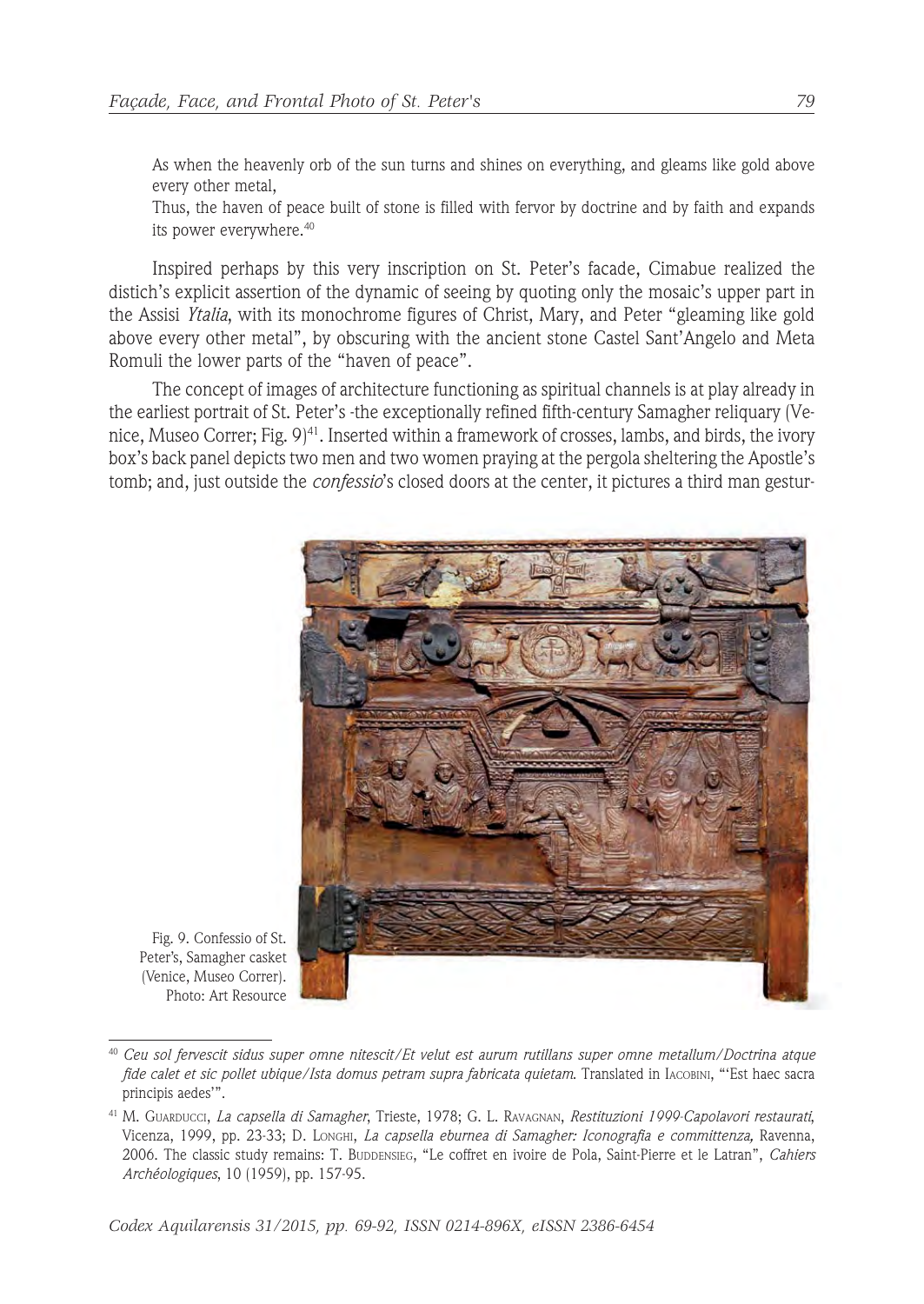As when the heavenly orb of the sun turns and shines on everything, and gleams like gold above every other metal,

Thus, the haven of peace built of stone is filled with fervor by doctrine and by faith and expands its power everywhere.[40]

Inspired perhaps by this very inscription on St. Peter's facade, Cimabue realized the distich's explicit assertion of the dynamic of seeing by quoting only the mosaic's upper part in the Assisi *Ytalia*, with its monochrome figures of Christ, Mary, and Peter "gleaming like gold above every other metal", by obscuring with the ancient stone Castel Sant'Angelo and Meta Romuli the lower parts of the "haven of peace".

The concept of images of architecture functioning as spiritual channels is at play already in the earliest portrait of St. Peter's -the exceptionally refined fifth-century Samagher reliquary (Venice, Museo Correr; Fig. 9)[41]. Inserted within a framework of crosses, lambs, and birds, the ivory box's back panel depicts two men and two women praying at the pergola sheltering the Apostle's tomb; and, just outside the *confessio*'s closed doors at the center, it pictures a third man gestur-

Fig. 9. Confessio of St. Peter's, Samagher casket (Venice, Museo Correr). Photo: Art Resource

[40] *Ceu sol fervescit sidus super omne nitescit/Et velut est aurum rutillans super omne metallum/Doctrina atque fide calet et sic pollet ubique/Ista domus petram supra fabricata quietam.* Translated in Iacobini, "'Est haec sacra principis aedes'".

[41] M. Guarducci, *La capsella di Samagher*, Trieste, 1978; G. L. Ravagnan, *Restituzioni 1999-Capolavori restaurati*, Vicenza, 1999, pp. 23-33; D. Longhi, *La capsella eburnea di Samagher: Iconografia e committenza,* Ravenna, 2006. The classic study remains: T. Buddensieg, "Le coffret en ivoire de Pola, Saint-Pierre et le Latran", *Cahiers Archéologiques*, 10 (1959), pp. 157-95.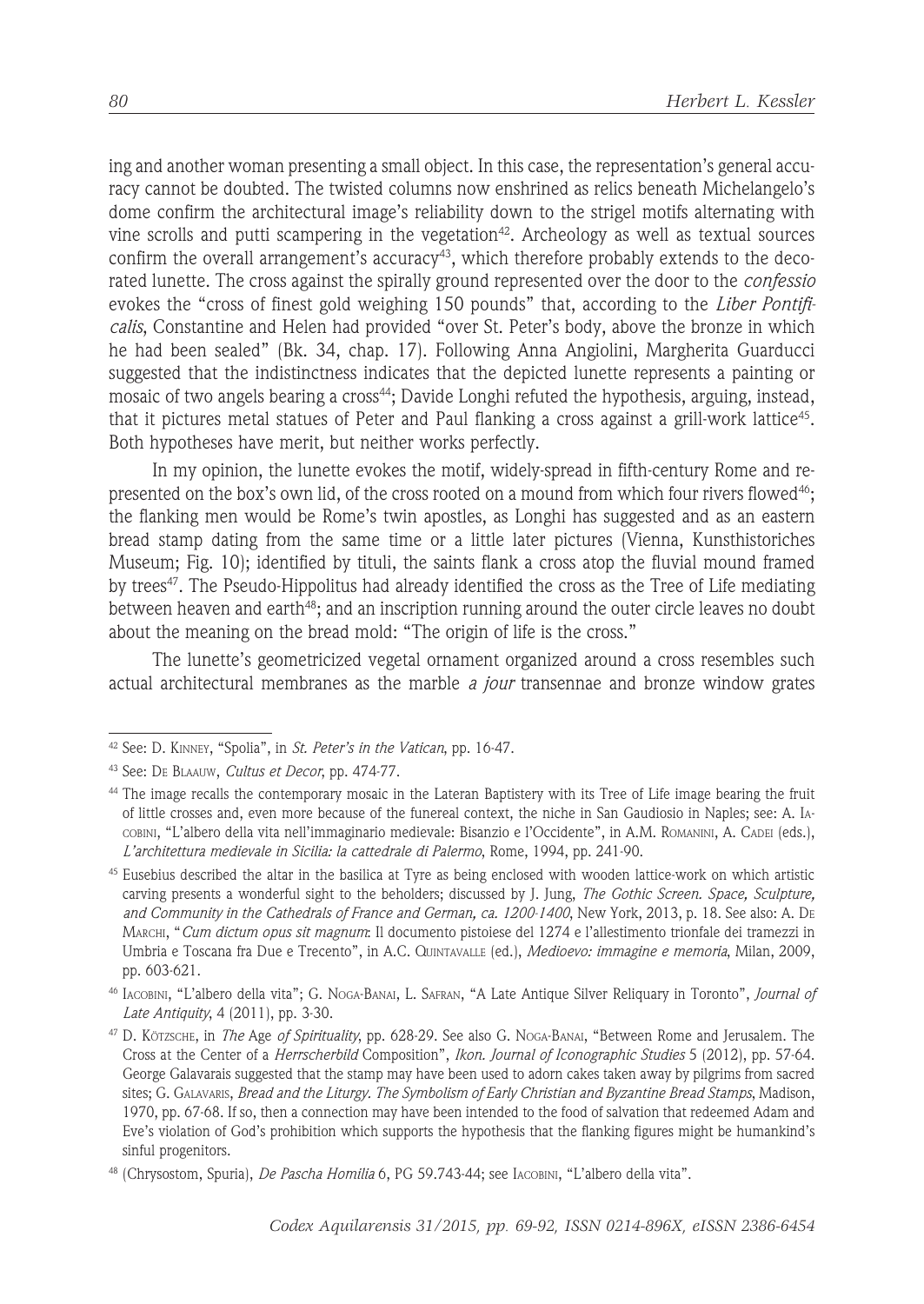ing and another woman presenting a small object. In this case, the representation's general accuracy cannot be doubted. The twisted columns now enshrined as relics beneath Michelangelo's dome confirm the architectural image's reliability down to the strigel motifs alternating with vine scrolls and putti scampering in the vegetation[42]. Archeology as well as textual sources confirm the overall arrangement's accuracy[43], which therefore probably extends to the decorated lunette. The cross against the spirally ground represented over the door to the *confessio* evokes the "cross of finest gold weighing 150 pounds" that, according to the *Liber Pontificalis*, Constantine and Helen had provided "over St. Peter's body, above the bronze in which he had been sealed" (Bk. 34, chap. 17). Following Anna Angiolini, Margherita Guarducci suggested that the indistinctness indicates that the depicted lunette represents a painting or mosaic of two angels bearing a cross[44]; Davide Longhi refuted the hypothesis, arguing, instead, that it pictures metal statues of Peter and Paul flanking a cross against a grill-work lattice[45]. Both hypotheses have merit, but neither works perfectly.

In my opinion, the lunette evokes the motif, widely-spread in fifth-century Rome and represented on the box's own lid, of the cross rooted on a mound from which four rivers flowed[46]; the flanking men would be Rome's twin apostles, as Longhi has suggested and as an eastern bread stamp dating from the same time or a little later pictures (Vienna, Kunsthistoriches Museum; Fig. 10); identified by tituli, the saints flank a cross atop the fluvial mound framed by trees[47]. The Pseudo-Hippolitus had already identified the cross as the Tree of Life mediating between heaven and earth[48]; and an inscription running around the outer circle leaves no doubt about the meaning on the bread mold: "The origin of life is the cross."

The lunette's geometricized vegetal ornament organized around a cross resembles such actual architectural membranes as the marble *a jour* transennae and bronze window grates

---

[42] See: D. Kinney, "Spolia", in *St. Peter's in the Vatican*, pp. 16-47.

[43] See: De Blaauw, *Cultus et Decor*, pp. 474-77.

[44] The image recalls the contemporary mosaic in the Lateran Baptistery with its Tree of Life image bearing the fruit of little crosses and, even more because of the funereal context, the niche in San Gaudiosio in Naples; see: A. Iacobini, "L'albero della vita nell'immaginario medievale: Bisanzio e l'Occidente", in A.M. Romanini, A. Cadei (eds.), *L'architettura medievale in Sicilia: la cattedrale di Palermo*, Rome, 1994, pp. 241-90.

[45] Eusebius described the altar in the basilica at Tyre as being enclosed with wooden lattice-work on which artistic carving presents a wonderful sight to the beholders; discussed by J. Jung, *The Gothic Screen. Space, Sculpture, and Community in the Cathedrals of France and German, ca. 1200-1400*, New York, 2013, p. 18. See also: A. De Marchi, "*Cum dictum opus sit magnum*: Il documento pistoiese del 1274 e l'allestimento trionfale dei tramezzi in Umbria e Toscana fra Due e Trecento", in A.C. Quintavalle (ed.), *Medioevo: immagine e memoria*, Milan, 2009, pp. 603-621.

[46] Iacobini, "L'albero della vita"; G. Noga-Banai, L. Safran, "A Late Antique Silver Reliquary in Toronto", *Journal of Late Antiquity*, 4 (2011), pp. 3-30.

[47] D. Kötzsche, in *The Age of Spirituality*, pp. 628-29. See also G. Noga-Banai, "Between Rome and Jerusalem. The Cross at the Center of a *Herrscherbild* Composition", *Ikon. Journal of Iconographic Studies* 5 (2012), pp. 57-64. George Galavarais suggested that the stamp may have been used to adorn cakes taken away by pilgrims from sacred sites; G. Galavaris, *Bread and the Liturgy. The Symbolism of Early Christian and Byzantine Bread Stamps*, Madison, 1970, pp. 67-68. If so, then a connection may have been intended to the food of salvation that redeemed Adam and Eve's violation of God's prohibition which supports the hypothesis that the flanking figures might be humankind's sinful progenitors.

[48] (Chrysostom, Spuria), *De Pascha Homilia* 6, PG 59.743-44; see Iacobini, "L'albero della vita".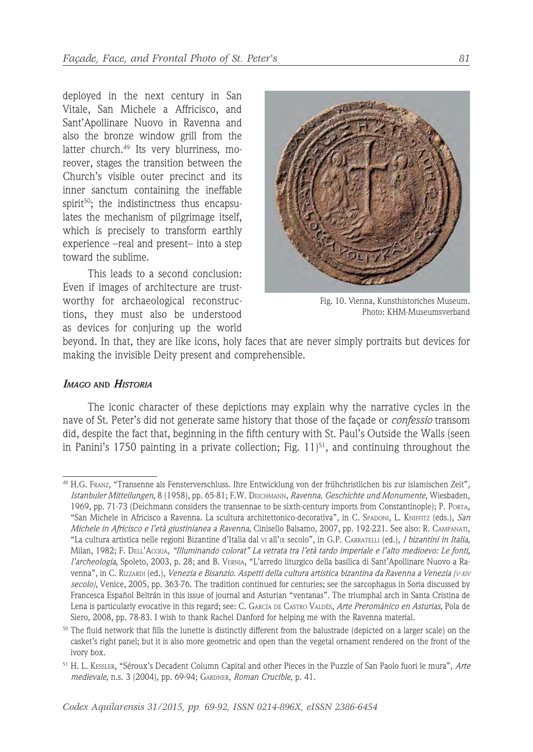deployed in the next century in San Vitale, San Michele a Affricisco, and Sant'Apollinare Nuovo in Ravenna and also the bronze window grill from the latter church.[49] Its very blurriness, moreover, stages the transition between the Church's visible outer precinct and its inner sanctum containing the ineffable spirit[50]; the indistinctness thus encapsulates the mechanism of pilgrimage itself, which is precisely to transform earthly experience –real and present– into a step toward the sublime.

This leads to a second conclusion: Even if images of architecture are trustworthy for archaeological reconstructions, they must also be understood as devices for conjuring up the world beyond. In that, they are like icons, holy faces that are never simply portraits but devices for making the invisible Deity present and comprehensible.

Fig. 10. Vienna, Kunsthistoriches Museum. Photo: KHM-Museumsverband

### *Imago* and *Historia*

The iconic character of these depictions may explain why the narrative cycles in the nave of St. Peter's did not generate same history that those of the façade or *confessio* transom did, despite the fact that, beginning in the fifth century with St. Paul's Outside the Walls (seen in Panini's 1750 painting in a private collection; Fig. 11)[51], and continuing throughout the

---

[49] H.G. Franz, "Transenne als Fensterverschluss. Ihre Entwicklung von der frühchristlichen bis zur islamischen Zeit", *Istanbuler Mitteilungen*, 8 (1958), pp. 65-81; F.W. Deichmann, *Ravenna. Geschichte und Monumente*, Wiesbaden, 1969, pp. 71-73 (Deichmann considers the transennae to be sixth-century imports from Constantinople); P. Porta, "San Michele in Africisco a Ravenna. La scultura architettonico-decorativa", in C. Spadoni, L. Kniffitz (eds.), *San Michele in Africisco e l'età giustinianea a Ravenna*, Cinisello Balsamo, 2007, pp. 192-221. See also: R. Campanati, "La cultura artistica nelle regioni Bizantine d'Italia dal vi all'ix secolo", in G.P. Carratelli (ed.), *I bizantini in Italia*, Milan, 1982; F. Dell'Acqua, *"Illuminando colorat" La vetrata tra l'età tardo imperiale e l'alto medioevo: Le fonti, l'archeologia*, Spoleto, 2003, p. 28; and B. Vernia, "L'arredo liturgico della basilica di Sant'Apollinare Nuovo a Ravenna", in C. Rizzardi (ed.), *Venezia e Bisanzio. Aspetti della cultura artistica bizantina da Ravenna a Venezia (v-xiv secolo)*, Venice, 2005, pp. 363-76. The tradition continued for centuries; see the sarcophagus in Soria discussed by Francesca Español Beltrán in this issue of journal and Asturian "ventanas". The triumphal arch in Santa Cristina de Lena is particularly evocative in this regard; see: C. García de Castro Valdés, *Arte Prerománico en Asturias*, Pola de Siero, 2008, pp. 78-83. I wish to thank Rachel Danford for helping me with the Ravenna material.

[50] The fluid network that fills the lunette is distinctly different from the balustrade (depicted on a larger scale) on the casket's right panel; but it is also more geometric and open than the vegetal ornament rendered on the front of the ivory box.

[51] H. L. Kessler, "Séroux's Decadent Column Capital and other Pieces in the Puzzle of San Paolo fuori le mura", *Arte medievale*, n.s. 3 (2004), pp. 69-94; Gardner, *Roman Crucible*, p. 41.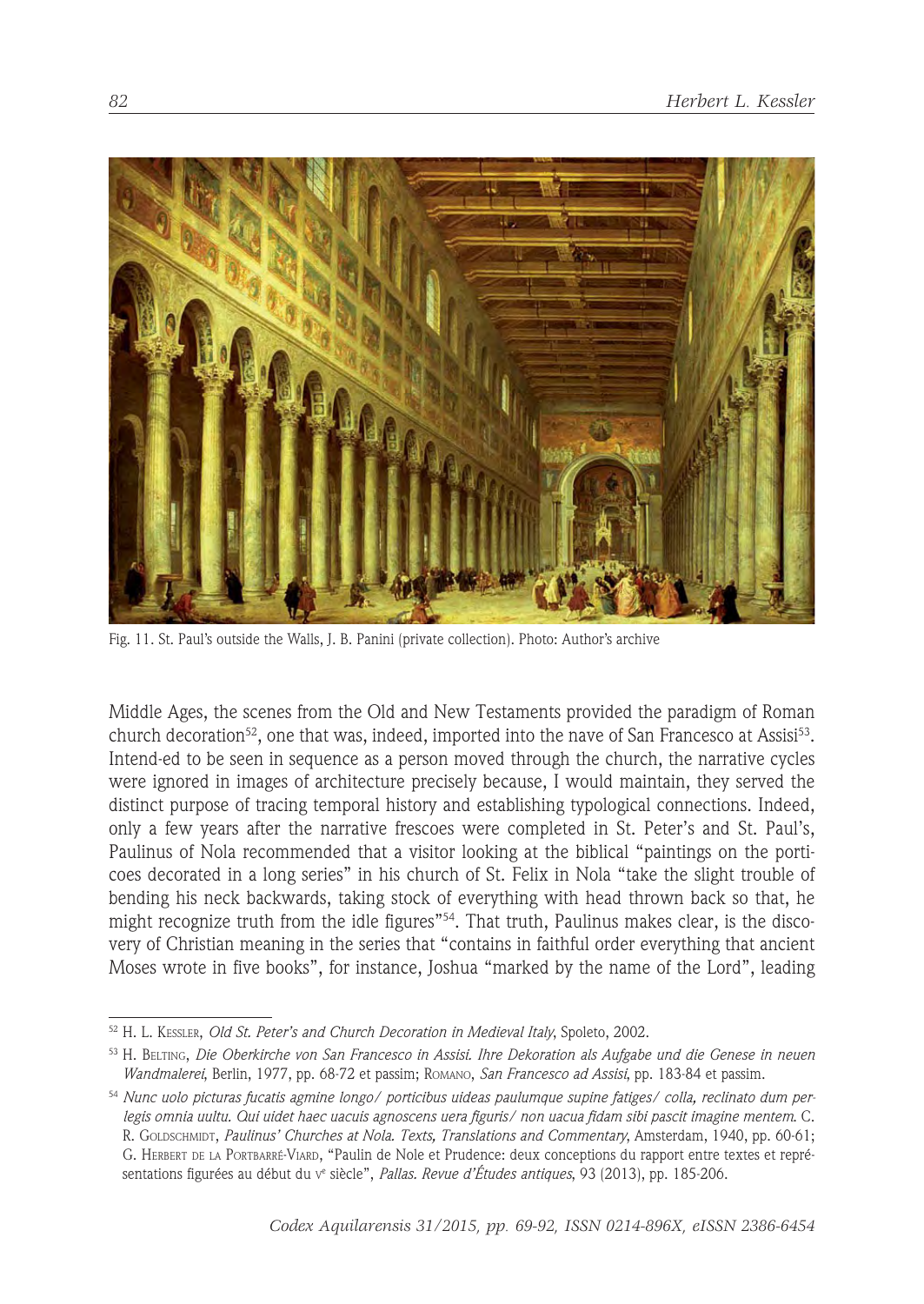Fig. 11. St. Paul's outside the Walls, J. B. Panini (private collection). Photo: Author's archive

Middle Ages, the scenes from the Old and New Testaments provided the paradigm of Roman church decoration[52], one that was, indeed, imported into the nave of San Francesco at Assisi[53]. Intend-ed to be seen in sequence as a person moved through the church, the narrative cycles were ignored in images of architecture precisely because, I would maintain, they served the distinct purpose of tracing temporal history and establishing typological connections. Indeed, only a few years after the narrative frescoes were completed in St. Peter's and St. Paul's, Paulinus of Nola recommended that a visitor looking at the biblical "paintings on the porticoes decorated in a long series" in his church of St. Felix in Nola "take the slight trouble of bending his neck backwards, taking stock of everything with head thrown back so that, he might recognize truth from the idle figures"[54]. That truth, Paulinus makes clear, is the discovery of Christian meaning in the series that "contains in faithful order everything that ancient Moses wrote in five books", for instance, Joshua "marked by the name of the Lord", leading

---

[52] H. L. Kessler, *Old St. Peter's and Church Decoration in Medieval Italy*, Spoleto, 2002.

[53] H. Belting, *Die Oberkirche von San Francesco in Assisi. Ihre Dekoration als Aufgabe und die Genese in neuen Wandmalerei*, Berlin, 1977, pp. 68-72 et passim; Romano, *San Francesco ad Assisi*, pp. 183-84 et passim.

[54] *Nunc uolo picturas fucatis agmine longo/ porticibus uideas paulumque supine fatiges/ colla, reclinato dum perlegis omnia uultu. Qui uidet haec uacuis agnoscens uera figuris/ non uacua fidam sibi pascit imagine mentem.* C. R. Goldschmidt, *Paulinus' Churches at Nola. Texts, Translations and Commentary*, Amsterdam, 1940, pp. 60-61; G. Herbert de la Portbarré-Viard, "Paulin de Nole et Prudence: deux conceptions du rapport entre textes et représentations figurées au début du v[e] siècle", *Pallas. Revue d'Études antiques*, 93 (2013), pp. 185-206.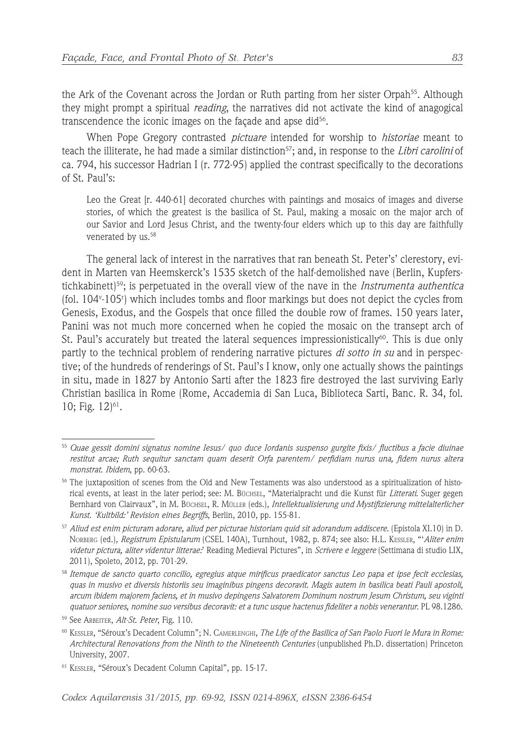the Ark of the Covenant across the Jordan or Ruth parting from her sister Orpah[55]. Although they might prompt a spiritual *reading*, the narratives did not activate the kind of anagogical transcendence the iconic images on the façade and apse did[56].

When Pope Gregory contrasted *pictuare* intended for worship to *historiae* meant to teach the illiterate, he had made a similar distinction[57]; and, in response to the *Libri carolini* of ca. 794, his successor Hadrian I (r. 772-95) applied the contrast specifically to the decorations of St. Paul's:

> Leo the Great [r. 440-61] decorated churches with paintings and mosaics of images and diverse stories, of which the greatest is the basilica of St. Paul, making a mosaic on the major arch of our Savior and Lord Jesus Christ, and the twenty-four elders which up to this day are faithfully venerated by us.[58]

The general lack of interest in the narratives that ran beneath St. Peter's' clerestory, evident in Marten van Heemskerck's 1535 sketch of the half-demolished nave (Berlin, Kupferstichkabinett)[59]; is perpetuated in the overall view of the nave in the *Instrumenta authentica* (fol. 104v-105r) which includes tombs and floor markings but does not depict the cycles from Genesis, Exodus, and the Gospels that once filled the double row of frames. 150 years later, Panini was not much more concerned when he copied the mosaic on the transept arch of St. Paul's accurately but treated the lateral sequences impressionistically[60]. This is due only partly to the technical problem of rendering narrative pictures *di sotto in su* and in perspective; of the hundreds of renderings of St. Paul's I know, only one actually shows the paintings in situ, made in 1827 by Antonio Sarti after the 1823 fire destroyed the last surviving Early Christian basilica in Rome (Rome, Accademia di San Luca, Biblioteca Sarti, Banc. R. 34, fol. 10; Fig. 12)[61].

---

[55] *Quae gessit domini signatus nomine Iesus/ quo duce Iordanis suspenso gurgite fixis/ fluctibus a facie diuinae restitut arcae; Ruth sequitur sanctam quam deserit Orfa parentem/ perfidiam nurus una, fidem nurus altera monstrat. Ibidem*, pp. 60-63.

[56] The juxtaposition of scenes from the Old and New Testaments was also understood as a spiritualization of historical events, at least in the later period; see: M. Büchsel, "Materialpracht und die Kunst für *Litterati*. Suger gegen Bernhard von Clairvaux", in M. Büchsel, R. Müller (eds.), *Intellektualisierung und Mystifizierung mittelalterlicher Kunst. 'Kultbild:' Revision eines Begriffs*, Berlin, 2010, pp. 155-81.

[57] *Aliud est enim picturam adorare, aliud per picturae historiam quid sit adorandum addiscere.* (Epistola XI.10) in D. Norberg (ed.), *Registrum Epistularum* (CSEL 140A), Turnhout, 1982, p. 874; see also: H.L. Kessler, "'*Aliter enim videtur pictura, aliter videntur litterae:*' Reading Medieval Pictures", in *Scrivere e leggere* (Settimana di studio LIX, 2011), Spoleto, 2012, pp. 701-29.

[58] *Itemque de sancto quarto concilio, egregius atque mirificus praedicator sanctus Leo papa et ipse fecit ecclesias, quas in musivo et diversis historiis seu imaginibus pingens decoravit. Magis autem in basilica beati Pauli apostoli, arcum ibidem majorem faciens, et in musivo depingens Salvatorem Dominum nostrum Jesum Christum, seu viginti quatuor seniores, nomine suo versibus decoravit: et a tunc usque hactenus fideliter a nobis venerantur.* PL 98.1286.

[59] See Arbeiter, *Alt-St. Peter*, Fig. 110.

[60] Kessler, "Séroux's Decadent Column"; N. Camerlenghi, *The Life of the Basilica of San Paolo Fuori le Mura in Rome: Architectural Renovations from the Ninth to the Nineteenth Centuries* (unpublished Ph.D. dissertation) Princeton University, 2007.

[61] Kessler, "Séroux's Decadent Column Capital", pp. 15-17.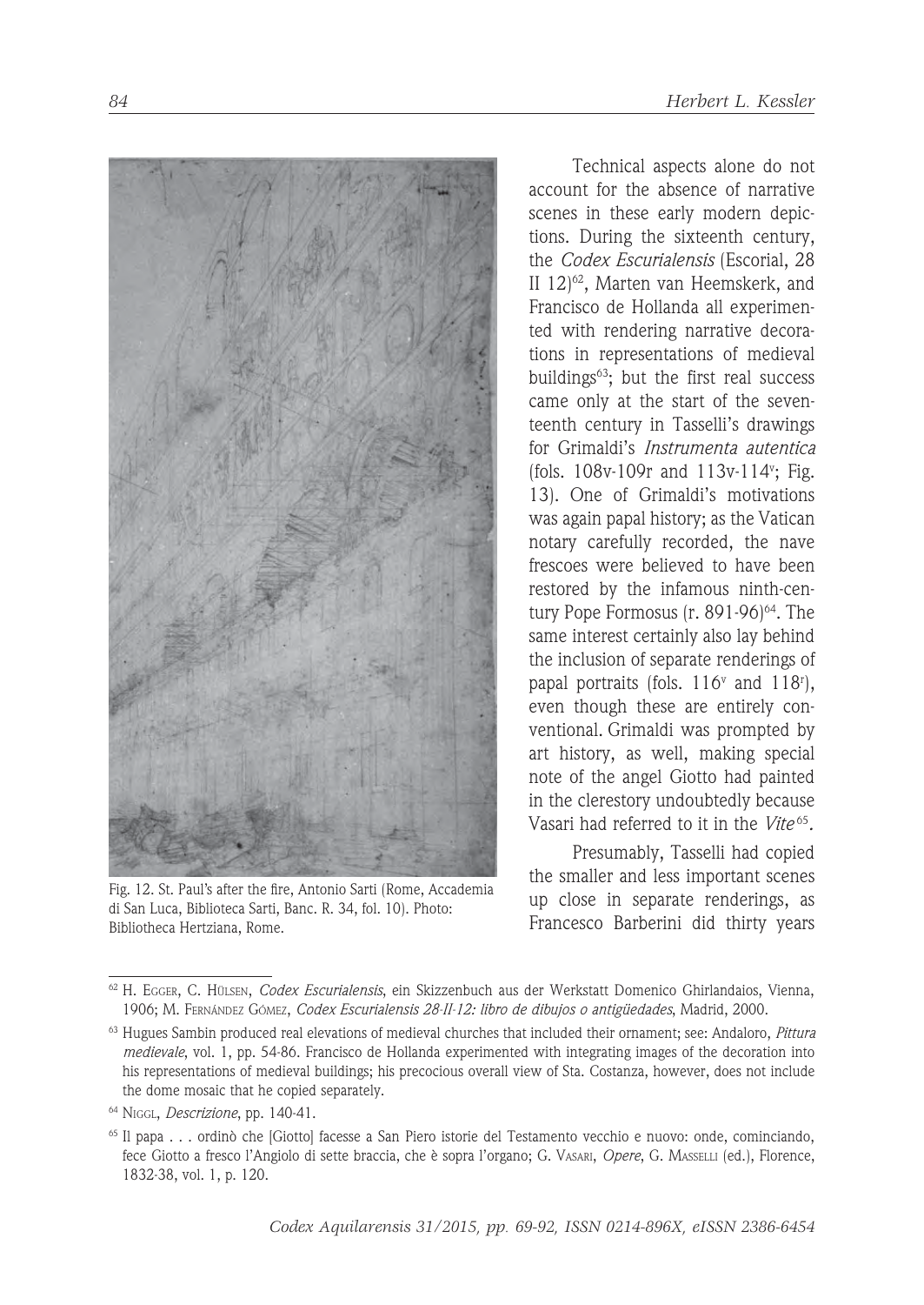Fig. 12. St. Paul's after the fire, Antonio Sarti (Rome, Accademia di San Luca, Biblioteca Sarti, Banc. R. 34, fol. 10). Photo: Bibliotheca Hertziana, Rome.

Technical aspects alone do not account for the absence of narrative scenes in these early modern depictions. During the sixteenth century, the *Codex Escurialensis* (Escorial, 28 II 12)[62], Marten van Heemskerk, and Francisco de Hollanda all experimented with rendering narrative decorations in representations of medieval buildings[63]; but the first real success came only at the start of the seventeenth century in Tasselli's drawings for Grimaldi's *Instrumenta autentica* (fols. 108v-109r and 113v-114$^{v}$; Fig. 13). One of Grimaldi's motivations was again papal history; as the Vatican notary carefully recorded, the nave frescoes were believed to have been restored by the infamous ninth-century Pope Formosus (r. 891-96)[64]. The same interest certainly also lay behind the inclusion of separate renderings of papal portraits (fols. 116$^{v}$ and 118$^{r}$), even though these are entirely conventional. Grimaldi was prompted by art history, as well, making special note of the angel Giotto had painted in the clerestory undoubtedly because Vasari had referred to it in the *Vite*[65].

Presumably, Tasselli had copied the smaller and less important scenes up close in separate renderings, as Francesco Barberini did thirty years

---

[62] H. Egger, C. Hülsen, *Codex Escurialensis*, ein Skizzenbuch aus der Werkstatt Domenico Ghirlandaios, Vienna, 1906; M. Fernández Gómez, *Codex Escurialensis 28-II-12: libro de dibujos o antigüedades*, Madrid, 2000.

[63] Hugues Sambin produced real elevations of medieval churches that included their ornament; see: Andaloro, *Pittura medievale*, vol. 1, pp. 54-86. Francisco de Hollanda experimented with integrating images of the decoration into his representations of medieval buildings; his precocious overall view of Sta. Costanza, however, does not include the dome mosaic that he copied separately.

[64] Niggl, *Descrizione*, pp. 140-41.

[65] Il papa . . . ordinò che [Giotto] facesse a San Piero istorie del Testamento vecchio e nuovo: onde, cominciando, fece Giotto a fresco l'Angiolo di sette braccia, che è sopra l'organo; G. Vasari, *Opere*, G. Masselli (ed.), Florence, 1832-38, vol. 1, p. 120.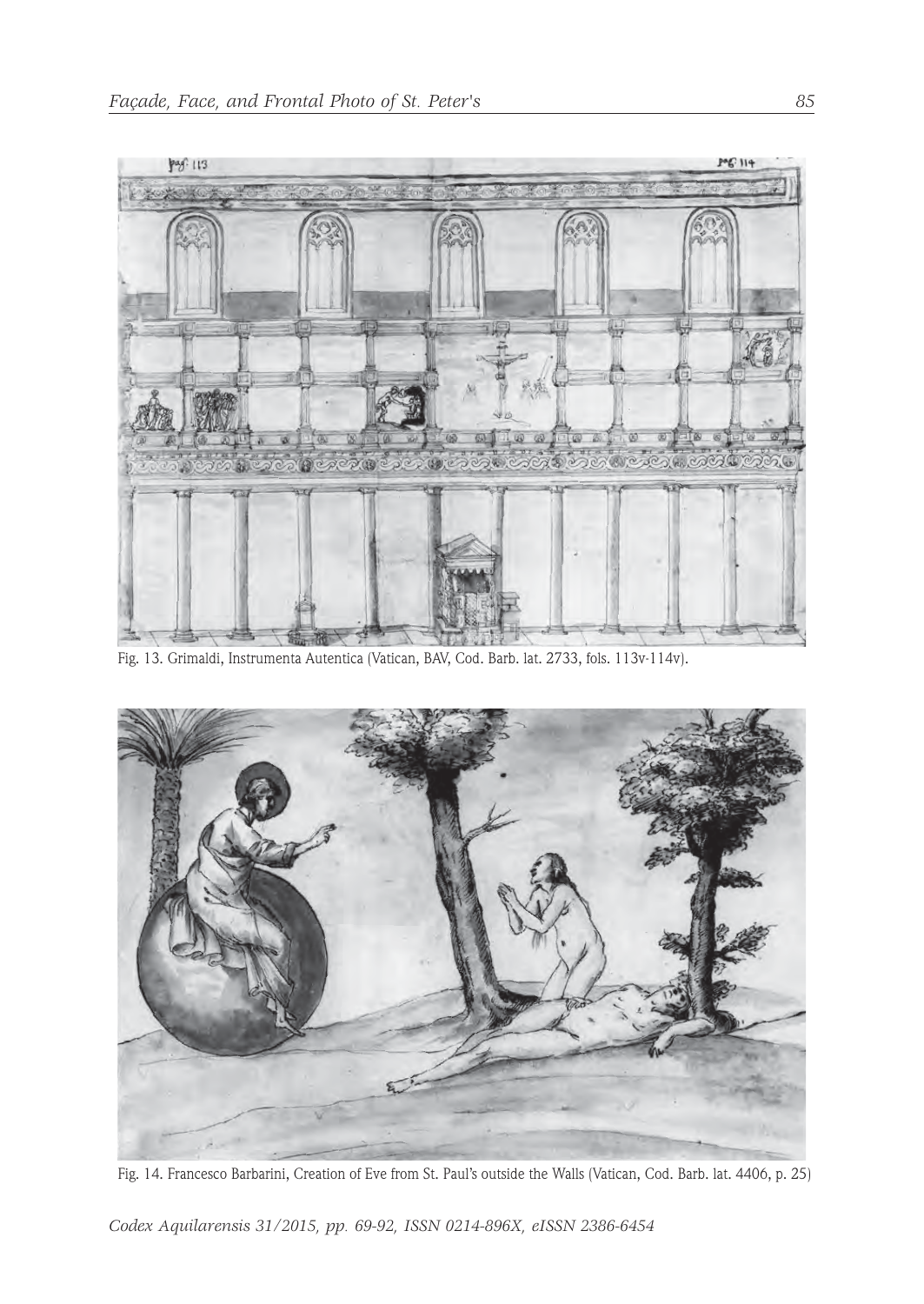Fig. 13. Grimaldi, Instrumenta Autentica (Vatican, BAV, Cod. Barb. lat. 2733, fols. 113v-114v).

Fig. 14. Francesco Barbarini, Creation of Eve from St. Paul's outside the Walls (Vatican, Cod. Barb. lat. 4406, p. 25)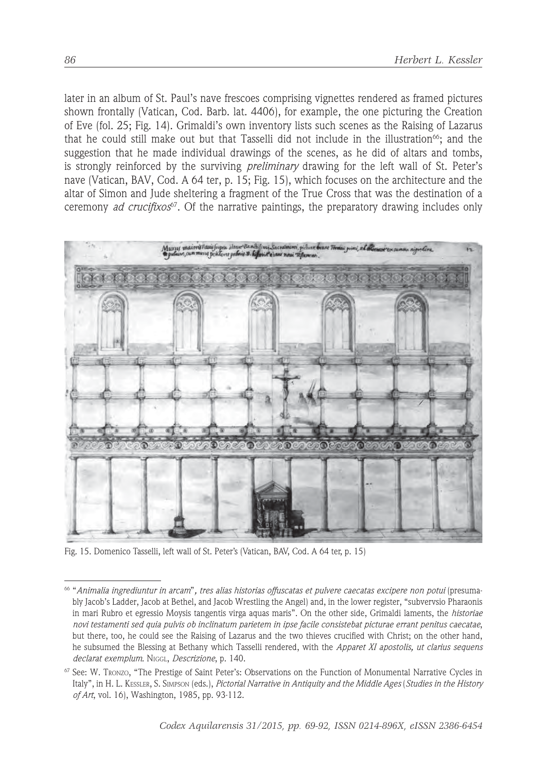later in an album of St. Paul's nave frescoes comprising vignettes rendered as framed pictures shown frontally (Vatican, Cod. Barb. lat. 4406), for example, the one picturing the Creation of Eve (fol. 25; Fig. 14). Grimaldi's own inventory lists such scenes as the Raising of Lazarus that he could still make out but that Tasselli did not include in the illustration[66]; and the suggestion that he made individual drawings of the scenes, as he did of altars and tombs, is strongly reinforced by the surviving *preliminary* drawing for the left wall of St. Peter's nave (Vatican, BAV, Cod. A 64 ter, p. 15; Fig. 15), which focuses on the architecture and the altar of Simon and Jude sheltering a fragment of the True Cross that was the destination of a ceremony *ad crucifixos*[67]. Of the narrative paintings, the preparatory drawing includes only

Fig. 15. Domenico Tasselli, left wall of St. Peter's (Vatican, BAV, Cod. A 64 ter, p. 15)

[66] "*Animalia ingrediuntur in arcam*", *tres alias historias offuscatas et pulvere caecatas excipere non potui* (presumably Jacob's Ladder, Jacob at Bethel, and Jacob Wrestling the Angel) and, in the lower register, "subvervsio Pharaonis in mari Rubro et egressio Moysis tangentis virga aquas maris". On the other side, Grimaldi laments, the *historiae novi testamenti sed quia pulvis ob inclinatum parietem in ipse facile consistebat picturae errant penitus caecatae*, but there, too, he could see the Raising of Lazarus and the two thieves crucified with Christ; on the other hand, he subsumed the Blessing at Bethany which Tasselli rendered, with the *Apparet XI apostolis, ut clarius sequens declarat exemplum*. NIGGL, *Descrizione*, p. 140.

[67] See: W. TRONZO, "The Prestige of Saint Peter's: Observations on the Function of Monumental Narrative Cycles in Italy", in H. L. KESSLER, S. SIMPSON (eds.), *Pictorial Narrative in Antiquity and the Middle Ages* (*Studies in the History of Art*, vol. 16), Washington, 1985, pp. 93-112.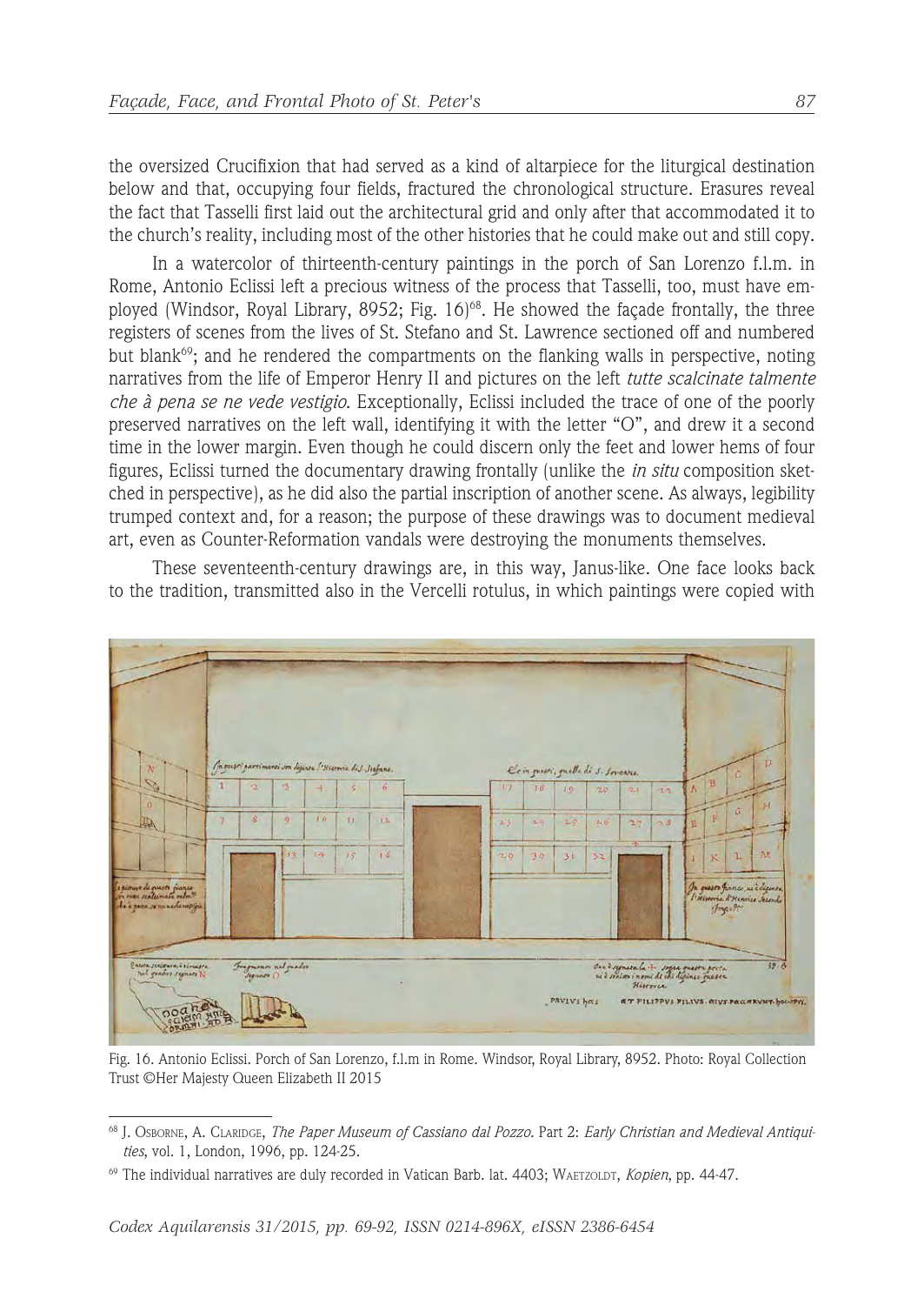the oversized Crucifixion that had served as a kind of altarpiece for the liturgical destination below and that, occupying four fields, fractured the chronological structure. Erasures reveal the fact that Tasselli first laid out the architectural grid and only after that accommodated it to the church's reality, including most of the other histories that he could make out and still copy.

In a watercolor of thirteenth-century paintings in the porch of San Lorenzo f.l.m. in Rome, Antonio Eclissi left a precious witness of the process that Tasselli, too, must have employed (Windsor, Royal Library, 8952; Fig. 16)[68]. He showed the façade frontally, the three registers of scenes from the lives of St. Stefano and St. Lawrence sectioned off and numbered but blank[69]; and he rendered the compartments on the flanking walls in perspective, noting narratives from the life of Emperor Henry II and pictures on the left *tutte scalcinate talmente che à pena se ne vede vestigio*. Exceptionally, Eclissi included the trace of one of the poorly preserved narratives on the left wall, identifying it with the letter "O", and drew it a second time in the lower margin. Even though he could discern only the feet and lower hems of four figures, Eclissi turned the documentary drawing frontally (unlike the *in situ* composition sketched in perspective), as he did also the partial inscription of another scene. As always, legibility trumped context and, for a reason; the purpose of these drawings was to document medieval art, even as Counter-Reformation vandals were destroying the monuments themselves.

These seventeenth-century drawings are, in this way, Janus-like. One face looks back to the tradition, transmitted also in the Vercelli rotulus, in which paintings were copied with

Fig. 16. Antonio Eclissi. Porch of San Lorenzo, f.l.m in Rome. Windsor, Royal Library, 8952. Photo: Royal Collection Trust ©Her Majesty Queen Elizabeth II 2015

---

[68] J. Osborne, A. Claridge, *The Paper Museum of Cassiano dal Pozzo*. Part 2: *Early Christian and Medieval Antiquities*, vol. 1, London, 1996, pp. 124-25.

[69] The individual narratives are duly recorded in Vatican Barb. lat. 4403; Waetzoldt, *Kopien*, pp. 44-47.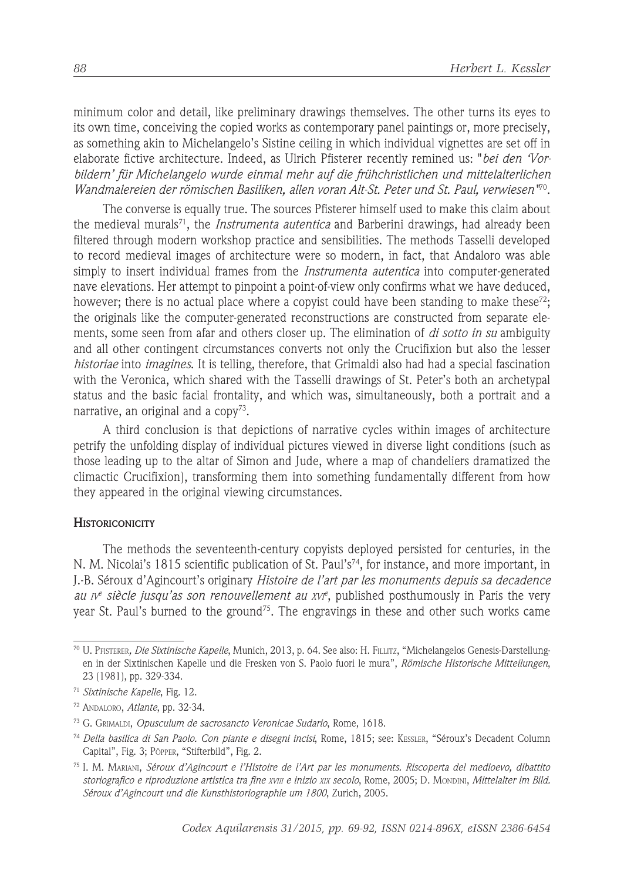minimum color and detail, like preliminary drawings themselves. The other turns its eyes to its own time, conceiving the copied works as contemporary panel paintings or, more precisely, as something akin to Michelangelo's Sistine ceiling in which individual vignettes are set off in elaborate fictive architecture. Indeed, as Ulrich Pfisterer recently remined us: "*bei den 'Vorbildern' für Michelangelo wurde einmal mehr auf die frühchristlichen und mittelalterlichen Wandmalereien der römischen Basiliken, allen voran Alt-St. Peter und St. Paul, verwiesen*"[70].

The converse is equally true. The sources Pfisterer himself used to make this claim about the medieval murals[71], the *Instrumenta autentica* and Barberini drawings, had already been filtered through modern workshop practice and sensibilities. The methods Tasselli developed to record medieval images of architecture were so modern, in fact, that Andaloro was able simply to insert individual frames from the *Instrumenta autentica* into computer-generated nave elevations. Her attempt to pinpoint a point-of-view only confirms what we have deduced, however; there is no actual place where a copyist could have been standing to make these[72]; the originals like the computer-generated reconstructions are constructed from separate elements, some seen from afar and others closer up. The elimination of *di sotto in su* ambiguity and all other contingent circumstances converts not only the Crucifixion but also the lesser *historiae* into *imagines*. It is telling, therefore, that Grimaldi also had had a special fascination with the Veronica, which shared with the Tasselli drawings of St. Peter's both an archetypal status and the basic facial frontality, and which was, simultaneously, both a portrait and a narrative, an original and a copy[73].

A third conclusion is that depictions of narrative cycles within images of architecture petrify the unfolding display of individual pictures viewed in diverse light conditions (such as those leading up to the altar of Simon and Jude, where a map of chandeliers dramatized the climactic Crucifixion), transforming them into something fundamentally different from how they appeared in the original viewing circumstances.

## Historiconicity

The methods the seventeenth-century copyists deployed persisted for centuries, in the N. M. Nicolai's 1815 scientific publication of St. Paul's[74], for instance, and more important, in J.-B. Séroux d'Agincourt's originary *Histoire de l'art par les monuments depuis sa decadence au IVe siècle jusqu'as son renouvellement au XVIe*, published posthumously in Paris the very year St. Paul's burned to the ground[75]. The engravings in these and other such works came

---

[70] U. Pfisterer, *Die Sixtinische Kapelle*, Munich, 2013, p. 64. See also: H. Fillitz, "Michelangelos Genesis-Darstellungen in der Sixtinischen Kapelle und die Fresken von S. Paolo fuori le mura", *Römische Historische Mitteilungen*, 23 (1981), pp. 329-334.

[71] *Sixtinische Kapelle*, Fig. 12.

[72] Andaloro, *Atlante*, pp. 32-34.

[73] G. Grimaldi, *Opusculum de sacrosancto Veronicae Sudario*, Rome, 1618.

[74] *Della basilica di San Paolo. Con piante e disegni incisi*, Rome, 1815; see: Kessler, "Séroux's Decadent Column Capital", Fig. 3; Pöpper, "Stifterbild", Fig. 2.

[75] I. M. Mariani, *Séroux d'Agincourt e l'Histoire de l'Art par les monuments. Riscoperta del medioevo, dibattito storiografico e riproduzione artistica tra fine XVIII e inizio XIX secolo*, Rome, 2005; D. Mondini, *Mittelalter im Bild. Séroux d'Agincourt und die Kunsthistoriographie um 1800*, Zurich, 2005.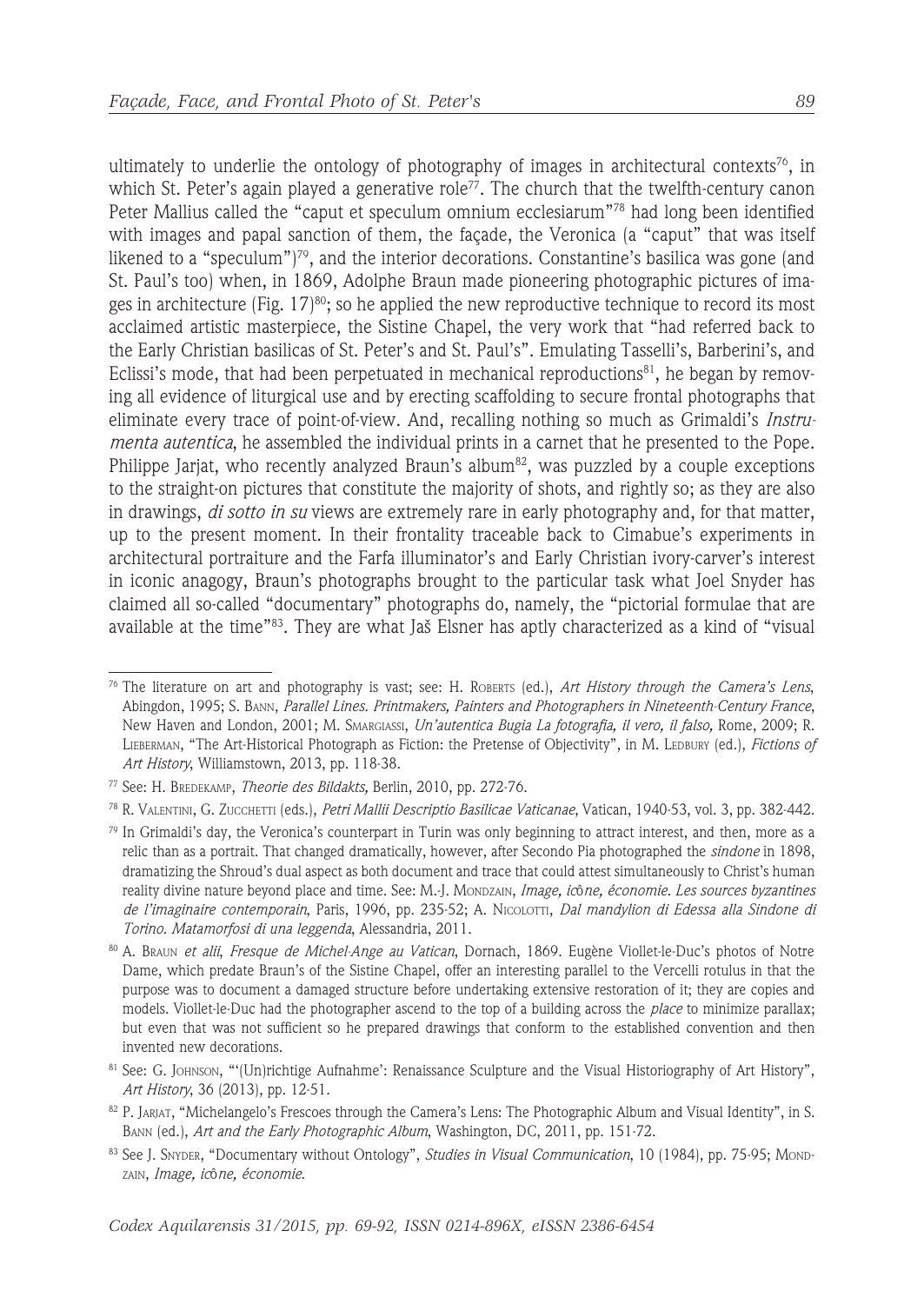ultimately to underlie the ontology of photography of images in architectural contexts[76], in which St. Peter's again played a generative role[77]. The church that the twelfth-century canon Peter Mallius called the "caput et speculum omnium ecclesiarum"[78] had long been identified with images and papal sanction of them, the façade, the Veronica (a "caput" that was itself likened to a "speculum")[79], and the interior decorations. Constantine's basilica was gone (and St. Paul's too) when, in 1869, Adolphe Braun made pioneering photographic pictures of images in architecture (Fig. 17)[80]; so he applied the new reproductive technique to record its most acclaimed artistic masterpiece, the Sistine Chapel, the very work that "had referred back to the Early Christian basilicas of St. Peter's and St. Paul's". Emulating Tasselli's, Barberini's, and Eclissi's mode, that had been perpetuated in mechanical reproductions[81], he began by removing all evidence of liturgical use and by erecting scaffolding to secure frontal photographs that eliminate every trace of point-of-view. And, recalling nothing so much as Grimaldi's *Instrumenta autentica*, he assembled the individual prints in a carnet that he presented to the Pope. Philippe Jarjat, who recently analyzed Braun's album[82], was puzzled by a couple exceptions to the straight-on pictures that constitute the majority of shots, and rightly so; as they are also in drawings, *di sotto in su* views are extremely rare in early photography and, for that matter, up to the present moment. In their frontality traceable back to Cimabue's experiments in architectural portraiture and the Farfa illuminator's and Early Christian ivory-carver's interest in iconic anagogy, Braun's photographs brought to the particular task what Joel Snyder has claimed all so-called "documentary" photographs do, namely, the "pictorial formulae that are available at the time"[83]. They are what Jaš Elsner has aptly characterized as a kind of "visual

---

[76] The literature on art and photography is vast; see: H. Roberts (ed.), *Art History through the Camera's Lens*, Abingdon, 1995; S. Bann, *Parallel Lines. Printmakers, Painters and Photographers in Nineteenth-Century France*, New Haven and London, 2001; M. Smargiassi, *Un'autentica Bugia La fotografia, il vero, il falso,* Rome, 2009; R. Lieberman, "The Art-Historical Photograph as Fiction: the Pretense of Objectivity", in M. Ledbury (ed.), *Fictions of Art History*, Williamstown, 2013, pp. 118-38.

[77] See: H. Bredekamp, *Theorie des Bildakts,* Berlin, 2010, pp. 272-76.

[78] R. Valentini, G. Zucchetti (eds.), *Petri Mallii Descriptio Basilicae Vaticanae*, Vatican, 1940-53, vol. 3, pp. 382-442.

[79] In Grimaldi's day, the Veronica's counterpart in Turin was only beginning to attract interest, and then, more as a relic than as a portrait. That changed dramatically, however, after Secondo Pia photographed the *sindone* in 1898, dramatizing the Shroud's dual aspect as both document and trace that could attest simultaneously to Christ's human reality divine nature beyond place and time. See: M.-J. Mondzain, *Image, icône, économie. Les sources byzantines de l'imaginaire contemporain*, Paris, 1996, pp. 235-52; A. Nicolotti, *Dal mandylion di Edessa alla Sindone di Torino. Matamorfosi di una leggenda*, Alessandria, 2011.

[80] A. Braun *et alii*, *Fresque de Michel-Ange au Vatican*, Dornach, 1869. Eugène Viollet-le-Duc's photos of Notre Dame, which predate Braun's of the Sistine Chapel, offer an interesting parallel to the Vercelli rotulus in that the purpose was to document a damaged structure before undertaking extensive restoration of it; they are copies and models. Viollet-le-Duc had the photographer ascend to the top of a building across the *place* to minimize parallax; but even that was not sufficient so he prepared drawings that conform to the established convention and then invented new decorations.

[81] See: G. Johnson, "'(Un)richtige Aufnahme': Renaissance Sculpture and the Visual Historiography of Art History", *Art History*, 36 (2013), pp. 12-51.

[82] P. Jarjat, "Michelangelo's Frescoes through the Camera's Lens: The Photographic Album and Visual Identity", in S. Bann (ed.), *Art and the Early Photographic Album*, Washington, DC, 2011, pp. 151-72.

[83] See J. Snyder, "Documentary without Ontology", *Studies in Visual Communication*, 10 (1984), pp. 75-95; Mondzain, *Image, icône, économie.*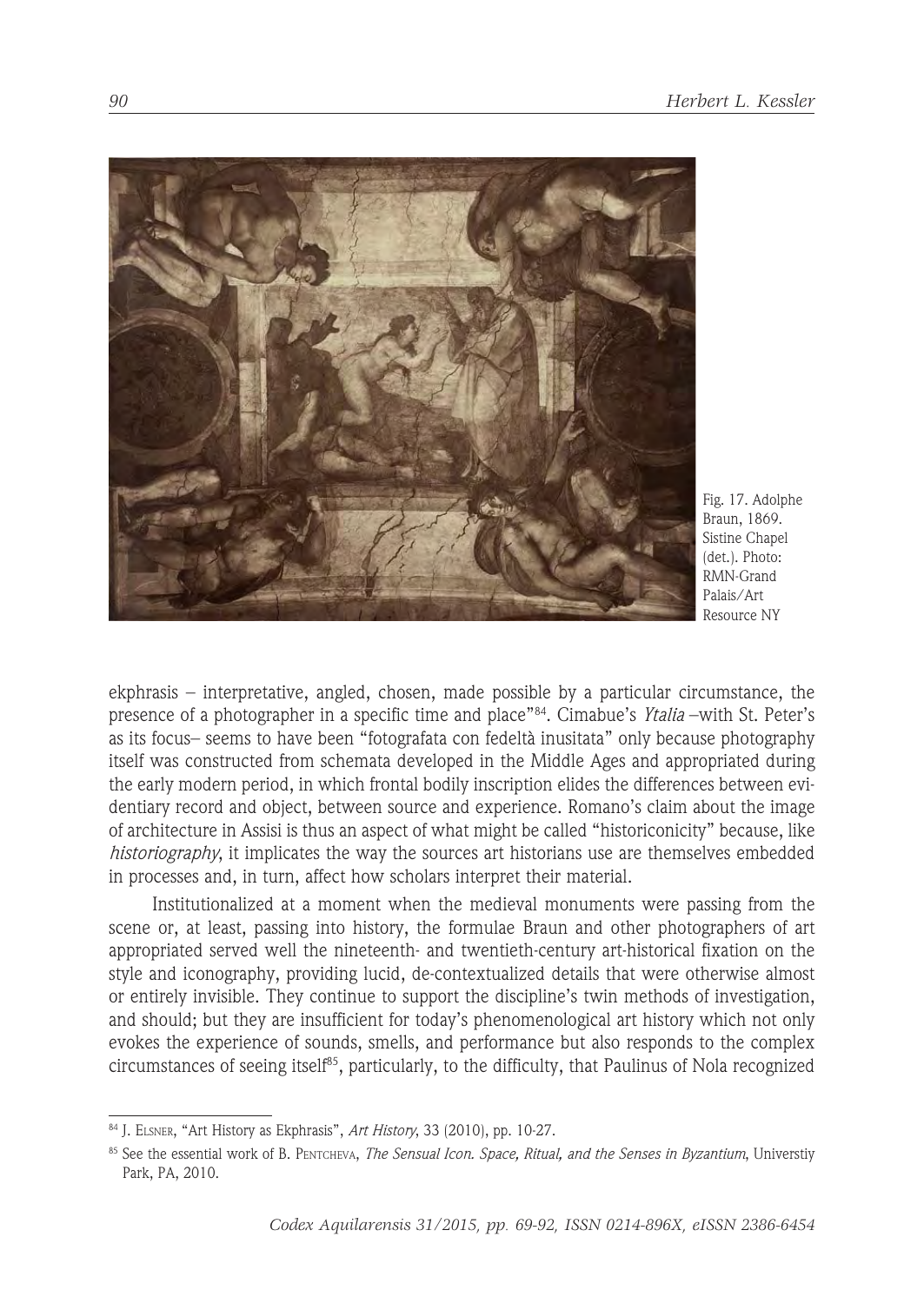Fig. 17. Adolphe Braun, 1869. Sistine Chapel (det.). Photo: RMN-Grand Palais/Art Resource NY

ekphrasis – interpretative, angled, chosen, made possible by a particular circumstance, the presence of a photographer in a specific time and place"[84]. Cimabue's *Ytalia* –with St. Peter's as its focus– seems to have been "fotografata con fedeltà inusitata" only because photography itself was constructed from schemata developed in the Middle Ages and appropriated during the early modern period, in which frontal bodily inscription elides the differences between evidentiary record and object, between source and experience. Romano's claim about the image of architecture in Assisi is thus an aspect of what might be called "historiconicity" because, like *historiography*, it implicates the way the sources art historians use are themselves embedded in processes and, in turn, affect how scholars interpret their material.

Institutionalized at a moment when the medieval monuments were passing from the scene or, at least, passing into history, the formulae Braun and other photographers of art appropriated served well the nineteenth- and twentieth-century art-historical fixation on the style and iconography, providing lucid, de-contextualized details that were otherwise almost or entirely invisible. They continue to support the discipline's twin methods of investigation, and should; but they are insufficient for today's phenomenological art history which not only evokes the experience of sounds, smells, and performance but also responds to the complex circumstances of seeing itself[85], particularly, to the difficulty, that Paulinus of Nola recognized

---

[84] J. Elsner, "Art History as Ekphrasis", *Art History*, 33 (2010), pp. 10-27.

[85] See the essential work of B. Pentcheva, *The Sensual Icon. Space, Ritual, and the Senses in Byzantium*, Universtiy Park, PA, 2010.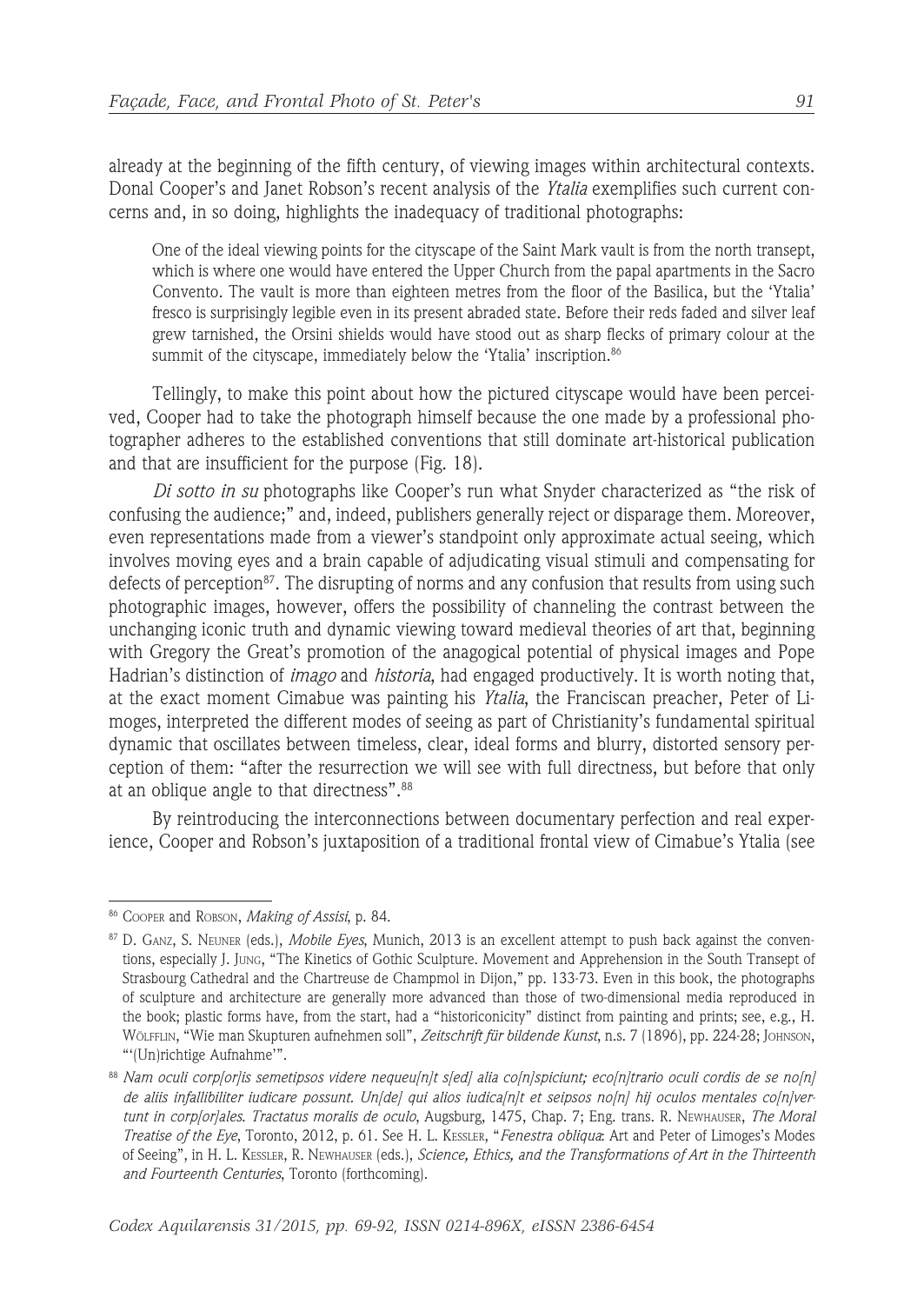already at the beginning of the fifth century, of viewing images within architectural contexts. Donal Cooper's and Janet Robson's recent analysis of the *Ytalia* exemplifies such current concerns and, in so doing, highlights the inadequacy of traditional photographs:

> One of the ideal viewing points for the cityscape of the Saint Mark vault is from the north transept, which is where one would have entered the Upper Church from the papal apartments in the Sacro Convento. The vault is more than eighteen metres from the floor of the Basilica, but the 'Ytalia' fresco is surprisingly legible even in its present abraded state. Before their reds faded and silver leaf grew tarnished, the Orsini shields would have stood out as sharp flecks of primary colour at the summit of the cityscape, immediately below the 'Ytalia' inscription.[86]

Tellingly, to make this point about how the pictured cityscape would have been perceived, Cooper had to take the photograph himself because the one made by a professional photographer adheres to the established conventions that still dominate art-historical publication and that are insufficient for the purpose (Fig. 18).

*Di sotto in su* photographs like Cooper's run what Snyder characterized as "the risk of confusing the audience;" and, indeed, publishers generally reject or disparage them. Moreover, even representations made from a viewer's standpoint only approximate actual seeing, which involves moving eyes and a brain capable of adjudicating visual stimuli and compensating for defects of perception[87]. The disrupting of norms and any confusion that results from using such photographic images, however, offers the possibility of channeling the contrast between the unchanging iconic truth and dynamic viewing toward medieval theories of art that, beginning with Gregory the Great's promotion of the anagogical potential of physical images and Pope Hadrian's distinction of *imago* and *historia*, had engaged productively. It is worth noting that, at the exact moment Cimabue was painting his *Ytalia*, the Franciscan preacher, Peter of Limoges, interpreted the different modes of seeing as part of Christianity's fundamental spiritual dynamic that oscillates between timeless, clear, ideal forms and blurry, distorted sensory perception of them: "after the resurrection we will see with full directness, but before that only at an oblique angle to that directness".[88]

By reintroducing the interconnections between documentary perfection and real experience, Cooper and Robson's juxtaposition of a traditional frontal view of Cimabue's Ytalia (see

---

[86] Cooper and Robson, *Making of Assisi*, p. 84.

[87] D. Ganz, S. Neuner (eds.), *Mobile Eyes*, Munich, 2013 is an excellent attempt to push back against the conventions, especially J. Jung, "The Kinetics of Gothic Sculpture. Movement and Apprehension in the South Transept of Strasbourg Cathedral and the Chartreuse de Champmol in Dijon," pp. 133-73. Even in this book, the photographs of sculpture and architecture are generally more advanced than those of two-dimensional media reproduced in the book; plastic forms have, from the start, had a "historiconicity" distinct from painting and prints; see, e.g., H. Wölfflin, "Wie man Skupturen aufnehmen soll", *Zeitschrift für bildende Kunst*, n.s. 7 (1896), pp. 224-28; Johnson, "'(Un)richtige Aufnahme'".

[88] *Nam oculi corp[or]is semetipsos videre nequeu[n]t s[ed] alia co[n]spiciunt; eco[n]trario oculi cordis de se no[n] de aliis infallibiliter iudicare possunt. Un[de] qui alios iudica[n]t et seipsos no[n] hij oculos mentales co[n]vertunt in corp[or]ales. Tractatus moralis de oculo*, Augsburg, 1475, Chap. 7; Eng. trans. R. Newhauser, *The Moral Treatise of the Eye*, Toronto, 2012, p. 61. See H. L. Kessler, "*Fenestra obliqua*: Art and Peter of Limoges's Modes of Seeing", in H. L. Kessler, R. Newhauser (eds.), *Science, Ethics, and the Transformations of Art in the Thirteenth and Fourteenth Centuries*, Toronto (forthcoming).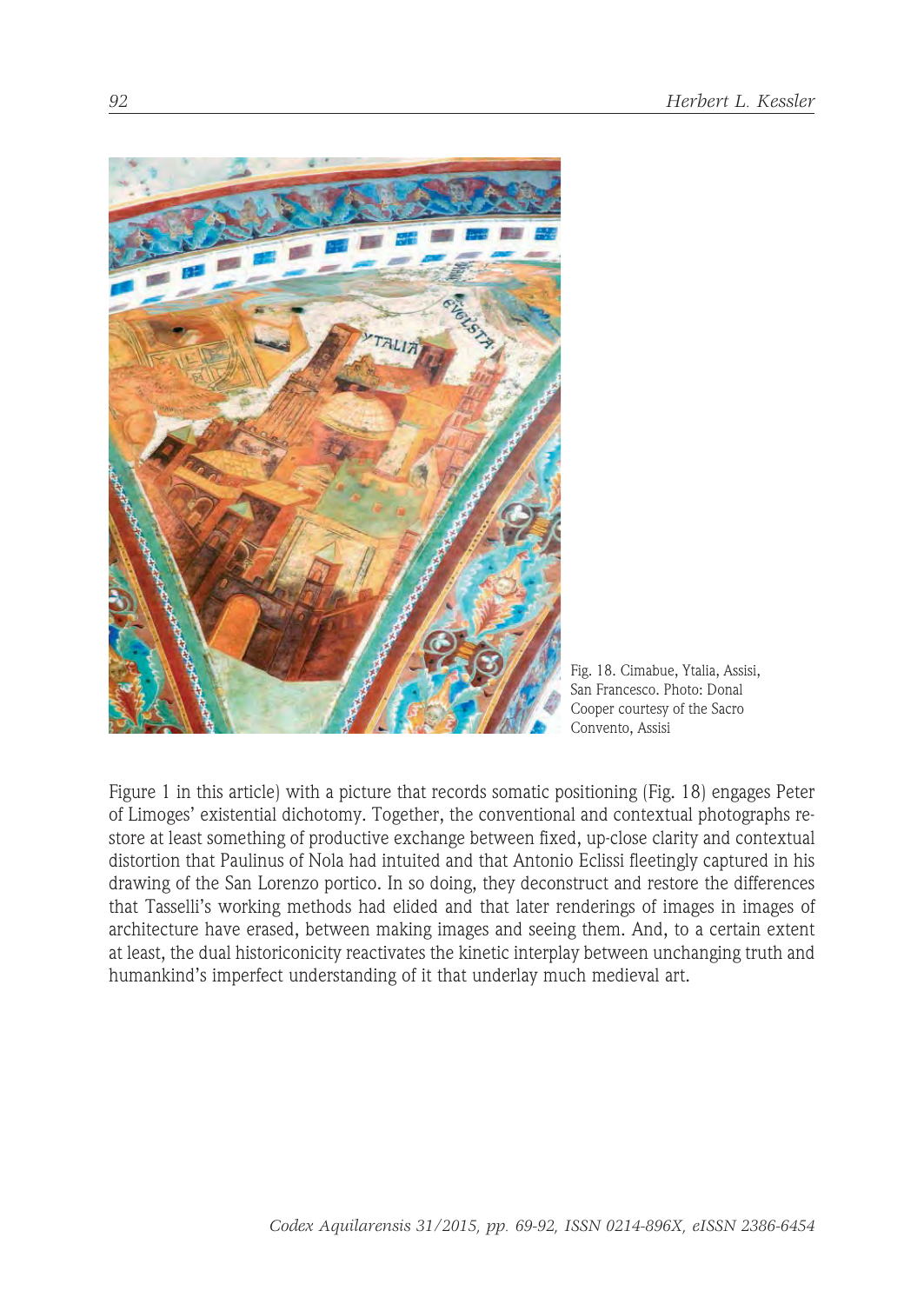Fig. 18. Cimabue, Ytalia, Assisi, San Francesco. Photo: Donal Cooper courtesy of the Sacro Convento, Assisi

Figure 1 in this article) with a picture that records somatic positioning (Fig. 18) engages Peter of Limoges' existential dichotomy. Together, the conventional and contextual photographs restore at least something of productive exchange between fixed, up-close clarity and contextual distortion that Paulinus of Nola had intuited and that Antonio Eclissi fleetingly captured in his drawing of the San Lorenzo portico. In so doing, they deconstruct and restore the differences that Tasselli's working methods had elided and that later renderings of images in images of architecture have erased, between making images and seeing them. And, to a certain extent at least, the dual historiconicity reactivates the kinetic interplay between unchanging truth and humankind's imperfect understanding of it that underlay much medieval art.